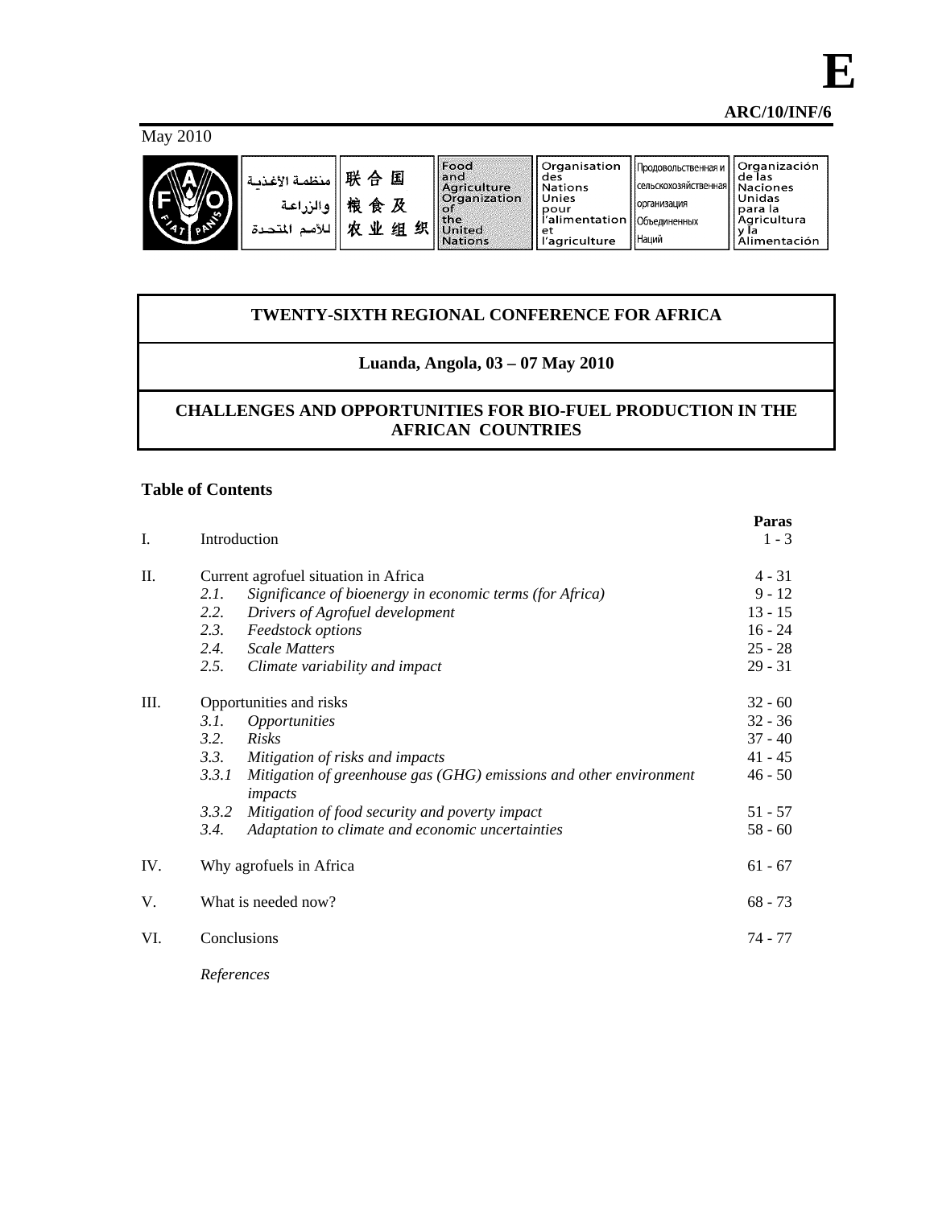**E**

**ARC/10/INF/6**

May 2010

منظمة الأغذية والزراعة للأمم المتحدة | 联合国粮食及农业组织 | Food and Agriculture Organization of the United Nations | Organisation des Nations Unies pour l'alimentation et l'agriculture | Продовольственная и сельскохозяйственная организация Объединенных Наций | Organización de las Naciones Unidas para la Agricultura y la Alimentación

# TWENTY-SIXTH REGIONAL CONFERENCE FOR AFRICA

## Luanda, Angola, 03 – 07 May 2010

## CHALLENGES AND OPPORTUNITIES FOR BIO-FUEL PRODUCTION IN THE AFRICAN COUNTRIES

### Table of Contents

| | | **Paras** |
|---|---|---|
| I. | Introduction | 1 - 3 |
| II. | Current agrofuel situation in Africa | 4 - 31 |
| | 2.1. *Significance of bioenergy in economic terms (for Africa)* | 9 - 12 |
| | 2.2. *Drivers of Agrofuel development* | 13 - 15 |
| | 2.3. *Feedstock options* | 16 - 24 |
| | 2.4. *Scale Matters* | 25 - 28 |
| | 2.5. *Climate variability and impact* | 29 - 31 |
| III. | Opportunities and risks | 32 - 60 |
| | 3.1. *Opportunities* | 32 - 36 |
| | 3.2. *Risks* | 37 - 40 |
| | 3.3. *Mitigation of risks and impacts* | 41 - 45 |
| | 3.3.1 *Mitigation of greenhouse gas (GHG) emissions and other environment impacts* | 46 - 50 |
| | 3.3.2 *Mitigation of food security and poverty impact* | 51 - 57 |
| | 3.4. *Adaptation to climate and economic uncertainties* | 58 - 60 |
| IV. | Why agrofuels in Africa | 61 - 67 |
| V. | What is needed now? | 68 - 73 |
| VI. | Conclusions | 74 - 77 |
| | *References* | |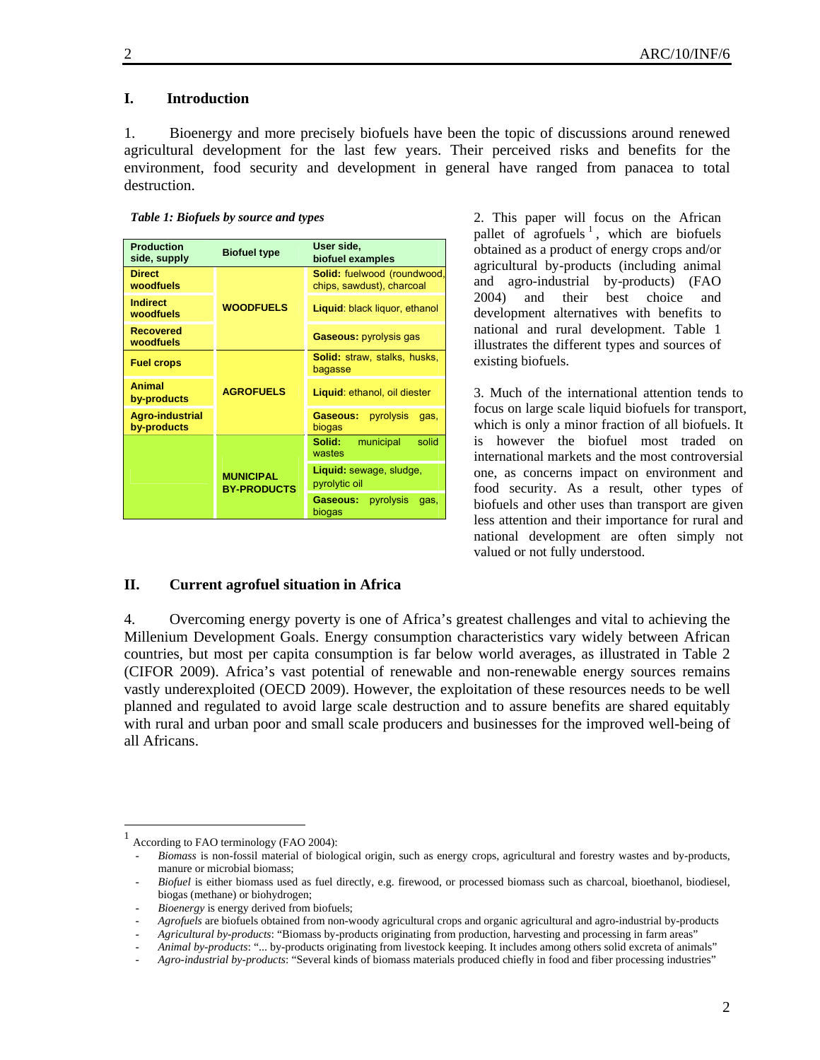# I. Introduction

1. Bioenergy and more precisely biofuels have been the topic of discussions around renewed agricultural development for the last few years. Their perceived risks and benefits for the environment, food security and development in general have ranged from panacea to total destruction.

*Table 1: Biofuels by source and types*

| Production side, supply | Biofuel type | User side, biofuel examples |
|---|---|---|
| Direct woodfuels | WOODFUELS | **Solid:** fuelwood (roundwood, chips, sawdust), charcoal |
| Indirect woodfuels | | **Liquid**: black liquor, ethanol |
| Recovered woodfuels | | **Gaseous:** pyrolysis gas |
| Fuel crops | AGROFUELS | **Solid:** straw, stalks, husks, bagasse |
| Animal by-products | | **Liquid**: ethanol, oil diester |
| Agro-industrial by-products | | **Gaseous:** pyrolysis gas, biogas |
| | MUNICIPAL BY-PRODUCTS | **Solid:** municipal solid wastes |
| | | **Liquid:** sewage, sludge, pyrolytic oil |
| | | **Gaseous:** pyrolysis gas, biogas |

2. This paper will focus on the African pallet of agrofuels [1], which are biofuels obtained as a product of energy crops and/or agricultural by-products (including animal and agro-industrial by-products) (FAO 2004) and their best choice and development alternatives with benefits to national and rural development. Table 1 illustrates the different types and sources of existing biofuels.

3. Much of the international attention tends to focus on large scale liquid biofuels for transport, which is only a minor fraction of all biofuels. It is however the biofuel most traded on international markets and the most controversial one, as concerns impact on environment and food security. As a result, other types of biofuels and other uses than transport are given less attention and their importance for rural and national development are often simply not valued or not fully understood.

# II. Current agrofuel situation in Africa

4. Overcoming energy poverty is one of Africa's greatest challenges and vital to achieving the Millenium Development Goals. Energy consumption characteristics vary widely between African countries, but most per capita consumption is far below world averages, as illustrated in Table 2 (CIFOR 2009). Africa's vast potential of renewable and non-renewable energy sources remains vastly underexploited (OECD 2009). However, the exploitation of these resources needs to be well planned and regulated to avoid large scale destruction and to assure benefits are shared equitably with rural and urban poor and small scale producers and businesses for the improved well-being of all Africans.

---

[1] According to FAO terminology (FAO 2004):
- *Biomass* is non-fossil material of biological origin, such as energy crops, agricultural and forestry wastes and by-products, manure or microbial biomass;
- *Biofuel* is either biomass used as fuel directly, e.g. firewood, or processed biomass such as charcoal, bioethanol, biodiesel, biogas (methane) or biohydrogen;
- *Bioenergy* is energy derived from biofuels;
- *Agrofuels* are biofuels obtained from non-woody agricultural crops and organic agricultural and agro-industrial by-products
- *Agricultural by-products*: "Biomass by-products originating from production, harvesting and processing in farm areas"
- *Animal by-products*: "... by-products originating from livestock keeping. It includes among others solid excreta of animals"
- *Agro-industrial by-products*: "Several kinds of biomass materials produced chiefly in food and fiber processing industries"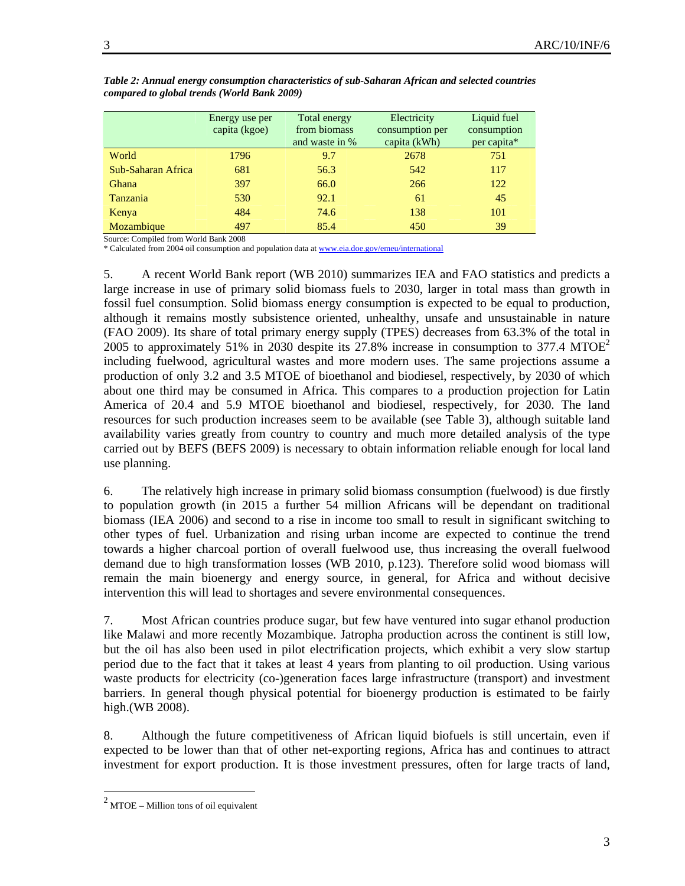*Table 2: Annual energy consumption characteristics of sub-Saharan African and selected countries compared to global trends (World Bank 2009)*

| | Energy use per capita (kgoe) | Total energy from biomass and waste in % | Electricity consumption per capita (kWh) | Liquid fuel consumption per capita* |
|---|---|---|---|---|
| World | 1796 | 9.7 | 2678 | 751 |
| Sub-Saharan Africa | 681 | 56.3 | 542 | 117 |
| Ghana | 397 | 66.0 | 266 | 122 |
| Tanzania | 530 | 92.1 | 61 | 45 |
| Kenya | 484 | 74.6 | 138 | 101 |
| Mozambique | 497 | 85.4 | 450 | 39 |

Source: Compiled from World Bank 2008

* Calculated from 2004 oil consumption and population data at www.eia.doe.gov/emeu/international

5. A recent World Bank report (WB 2010) summarizes IEA and FAO statistics and predicts a large increase in use of primary solid biomass fuels to 2030, larger in total mass than growth in fossil fuel consumption. Solid biomass energy consumption is expected to be equal to production, although it remains mostly subsistence oriented, unhealthy, unsafe and unsustainable in nature (FAO 2009). Its share of total primary energy supply (TPES) decreases from 63.3% of the total in 2005 to approximately 51% in 2030 despite its 27.8% increase in consumption to 377.4 MTOE[2] including fuelwood, agricultural wastes and more modern uses. The same projections assume a production of only 3.2 and 3.5 MTOE of bioethanol and biodiesel, respectively, by 2030 of which about one third may be consumed in Africa. This compares to a production projection for Latin America of 20.4 and 5.9 MTOE bioethanol and biodiesel, respectively, for 2030. The land resources for such production increases seem to be available (see Table 3), although suitable land availability varies greatly from country to country and much more detailed analysis of the type carried out by BEFS (BEFS 2009) is necessary to obtain information reliable enough for local land use planning.

6. The relatively high increase in primary solid biomass consumption (fuelwood) is due firstly to population growth (in 2015 a further 54 million Africans will be dependant on traditional biomass (IEA 2006) and second to a rise in income too small to result in significant switching to other types of fuel. Urbanization and rising urban income are expected to continue the trend towards a higher charcoal portion of overall fuelwood use, thus increasing the overall fuelwood demand due to high transformation losses (WB 2010, p.123). Therefore solid wood biomass will remain the main bioenergy and energy source, in general, for Africa and without decisive intervention this will lead to shortages and severe environmental consequences.

7. Most African countries produce sugar, but few have ventured into sugar ethanol production like Malawi and more recently Mozambique. Jatropha production across the continent is still low, but the oil has also been used in pilot electrification projects, which exhibit a very slow startup period due to the fact that it takes at least 4 years from planting to oil production. Using various waste products for electricity (co-)generation faces large infrastructure (transport) and investment barriers. In general though physical potential for bioenergy production is estimated to be fairly high.(WB 2008).

8. Although the future competitiveness of African liquid biofuels is still uncertain, even if expected to be lower than that of other net-exporting regions, Africa has and continues to attract investment for export production. It is those investment pressures, often for large tracts of land,

[2] MTOE – Million tons of oil equivalent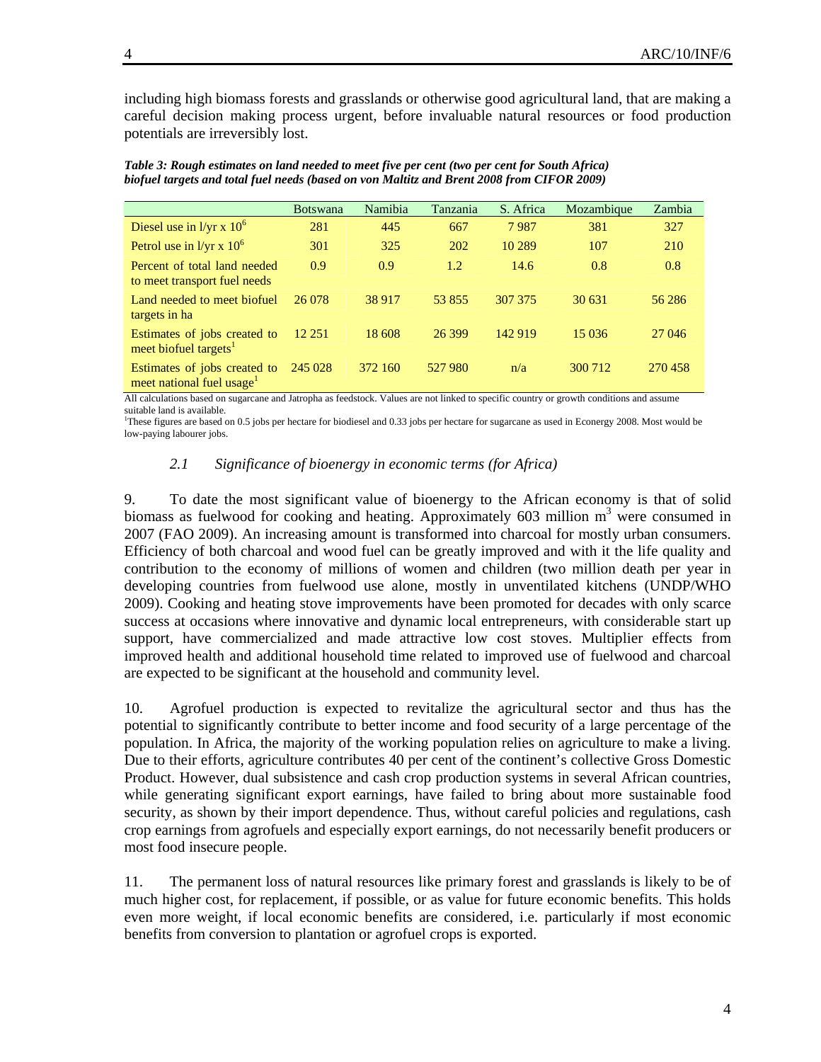including high biomass forests and grasslands or otherwise good agricultural land, that are making a careful decision making process urgent, before invaluable natural resources or food production potentials are irreversibly lost.

***Table 3: Rough estimates on land needed to meet five per cent (two per cent for South Africa) biofuel targets and total fuel needs (based on von Maltitz and Brent 2008 from CIFOR 2009)***

| | Botswana | Namibia | Tanzania | S. Africa | Mozambique | Zambia |
|---|---|---|---|---|---|---|
| Diesel use in l/yr x $10^6$ | 281 | 445 | 667 | 7 987 | 381 | 327 |
| Petrol use in l/yr x $10^6$ | 301 | 325 | 202 | 10 289 | 107 | 210 |
| Percent of total land needed to meet transport fuel needs | 0.9 | 0.9 | 1.2 | 14.6 | 0.8 | 0.8 |
| Land needed to meet biofuel targets in ha | 26 078 | 38 917 | 53 855 | 307 375 | 30 631 | 56 286 |
| Estimates of jobs created to meet biofuel targets[1] | 12 251 | 18 608 | 26 399 | 142 919 | 15 036 | 27 046 |
| Estimates of jobs created to meet national fuel usage[1] | 245 028 | 372 160 | 527 980 | n/a | 300 712 | 270 458 |

All calculations based on sugarcane and Jatropha as feedstock. Values are not linked to specific country or growth conditions and assume suitable land is available.

[1]These figures are based on 0.5 jobs per hectare for biodiesel and 0.33 jobs per hectare for sugarcane as used in Econergy 2008. Most would be low-paying labourer jobs.

### *2.1 Significance of bioenergy in economic terms (for Africa)*

9. To date the most significant value of bioenergy to the African economy is that of solid biomass as fuelwood for cooking and heating. Approximately 603 million $m^3$ were consumed in 2007 (FAO 2009). An increasing amount is transformed into charcoal for mostly urban consumers. Efficiency of both charcoal and wood fuel can be greatly improved and with it the life quality and contribution to the economy of millions of women and children (two million death per year in developing countries from fuelwood use alone, mostly in unventilated kitchens (UNDP/WHO 2009). Cooking and heating stove improvements have been promoted for decades with only scarce success at occasions where innovative and dynamic local entrepreneurs, with considerable start up support, have commercialized and made attractive low cost stoves. Multiplier effects from improved health and additional household time related to improved use of fuelwood and charcoal are expected to be significant at the household and community level.

10. Agrofuel production is expected to revitalize the agricultural sector and thus has the potential to significantly contribute to better income and food security of a large percentage of the population. In Africa, the majority of the working population relies on agriculture to make a living. Due to their efforts, agriculture contributes 40 per cent of the continent's collective Gross Domestic Product. However, dual subsistence and cash crop production systems in several African countries, while generating significant export earnings, have failed to bring about more sustainable food security, as shown by their import dependence. Thus, without careful policies and regulations, cash crop earnings from agrofuels and especially export earnings, do not necessarily benefit producers or most food insecure people.

11. The permanent loss of natural resources like primary forest and grasslands is likely to be of much higher cost, for replacement, if possible, or as value for future economic benefits. This holds even more weight, if local economic benefits are considered, i.e. particularly if most economic benefits from conversion to plantation or agrofuel crops is exported.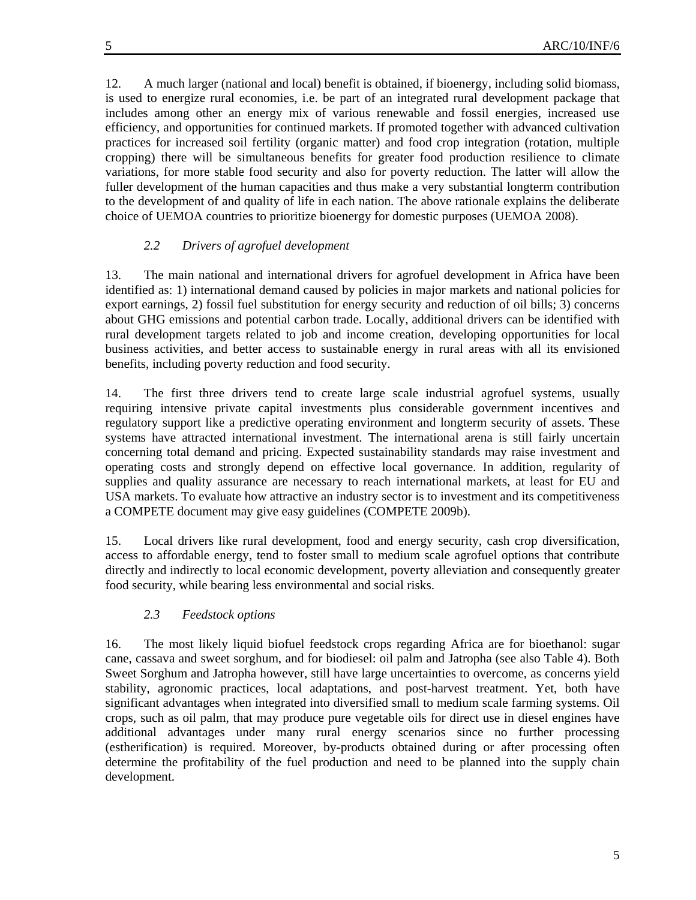12. A much larger (national and local) benefit is obtained, if bioenergy, including solid biomass, is used to energize rural economies, i.e. be part of an integrated rural development package that includes among other an energy mix of various renewable and fossil energies, increased use efficiency, and opportunities for continued markets. If promoted together with advanced cultivation practices for increased soil fertility (organic matter) and food crop integration (rotation, multiple cropping) there will be simultaneous benefits for greater food production resilience to climate variations, for more stable food security and also for poverty reduction. The latter will allow the fuller development of the human capacities and thus make a very substantial longterm contribution to the development of and quality of life in each nation. The above rationale explains the deliberate choice of UEMOA countries to prioritize bioenergy for domestic purposes (UEMOA 2008).

### *2.2 Drivers of agrofuel development*

13. The main national and international drivers for agrofuel development in Africa have been identified as: 1) international demand caused by policies in major markets and national policies for export earnings, 2) fossil fuel substitution for energy security and reduction of oil bills; 3) concerns about GHG emissions and potential carbon trade. Locally, additional drivers can be identified with rural development targets related to job and income creation, developing opportunities for local business activities, and better access to sustainable energy in rural areas with all its envisioned benefits, including poverty reduction and food security.

14. The first three drivers tend to create large scale industrial agrofuel systems, usually requiring intensive private capital investments plus considerable government incentives and regulatory support like a predictive operating environment and longterm security of assets. These systems have attracted international investment. The international arena is still fairly uncertain concerning total demand and pricing. Expected sustainability standards may raise investment and operating costs and strongly depend on effective local governance. In addition, regularity of supplies and quality assurance are necessary to reach international markets, at least for EU and USA markets. To evaluate how attractive an industry sector is to investment and its competitiveness a COMPETE document may give easy guidelines (COMPETE 2009b).

15. Local drivers like rural development, food and energy security, cash crop diversification, access to affordable energy, tend to foster small to medium scale agrofuel options that contribute directly and indirectly to local economic development, poverty alleviation and consequently greater food security, while bearing less environmental and social risks.

### *2.3 Feedstock options*

16. The most likely liquid biofuel feedstock crops regarding Africa are for bioethanol: sugar cane, cassava and sweet sorghum, and for biodiesel: oil palm and Jatropha (see also Table 4). Both Sweet Sorghum and Jatropha however, still have large uncertainties to overcome, as concerns yield stability, agronomic practices, local adaptations, and post-harvest treatment. Yet, both have significant advantages when integrated into diversified small to medium scale farming systems. Oil crops, such as oil palm, that may produce pure vegetable oils for direct use in diesel engines have additional advantages under many rural energy scenarios since no further processing (estherification) is required. Moreover, by-products obtained during or after processing often determine the profitability of the fuel production and need to be planned into the supply chain development.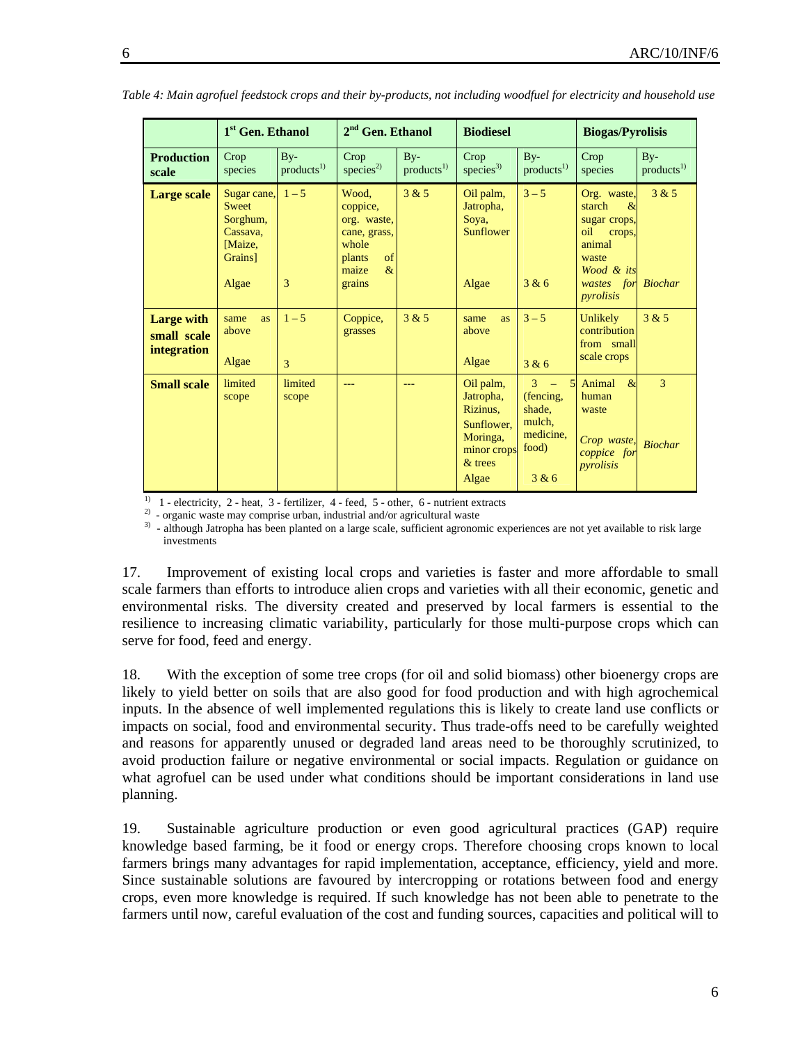*Table 4: Main agrofuel feedstock crops and their by-products, not including woodfuel for electricity and household use*

| | 1st Gen. Ethanol | | 2nd Gen. Ethanol | | Biodiesel | | Biogas/Pyrolisis | |
|---|---|---|---|---|---|---|---|---|
| **Production scale** | Crop species | By-products[1)] | Crop species[2)] | By-products[1)] | Crop species[3)] | By-products[1)] | Crop species | By-products[1)] |
| **Large scale** | Sugar cane, Sweet Sorghum, Cassava, [Maize, Grains] Algae | 1 – 5 3 | Wood, coppice, org. waste, cane, grass, whole plants of maize & grains | 3 & 5 | Oil palm, Jatropha, Soya, Sunflower Algae | 3 – 5 3 & 6 | Org. waste, starch & sugar crops, oil crops, animal waste *Wood & its wastes for pyrolisis* | 3 & 5 *Biochar* |
| **Large with small scale integration** | same as above Algae | 1 – 5 3 | Coppice, grasses | 3 & 5 | same as above Algae | 3 – 5 3 & 6 | Unlikely contribution from small scale crops | 3 & 5 |
| **Small scale** | limited scope | limited scope | --- | --- | Oil palm, Jatropha, Rizinus, Sunflower, Moringa, minor crops & trees Algae | 3 – 5 (fencing, shade, mulch, medicine, food) 3 & 6 | Animal & human waste *Crop waste, coppice for pyrolisis* | 3 *Biochar* |

1) 1 - electricity, 2 - heat, 3 - fertilizer, 4 - feed, 5 - other, 6 - nutrient extracts
2) - organic waste may comprise urban, industrial and/or agricultural waste
3) - although Jatropha has been planted on a large scale, sufficient agronomic experiences are not yet available to risk large investments

17. Improvement of existing local crops and varieties is faster and more affordable to small scale farmers than efforts to introduce alien crops and varieties with all their economic, genetic and environmental risks. The diversity created and preserved by local farmers is essential to the resilience to increasing climatic variability, particularly for those multi-purpose crops which can serve for food, feed and energy.

18. With the exception of some tree crops (for oil and solid biomass) other bioenergy crops are likely to yield better on soils that are also good for food production and with high agrochemical inputs. In the absence of well implemented regulations this is likely to create land use conflicts or impacts on social, food and environmental security. Thus trade-offs need to be carefully weighted and reasons for apparently unused or degraded land areas need to be thoroughly scrutinized, to avoid production failure or negative environmental or social impacts. Regulation or guidance on what agrofuel can be used under what conditions should be important considerations in land use planning.

19. Sustainable agriculture production or even good agricultural practices (GAP) require knowledge based farming, be it food or energy crops. Therefore choosing crops known to local farmers brings many advantages for rapid implementation, acceptance, efficiency, yield and more. Since sustainable solutions are favoured by intercropping or rotations between food and energy crops, even more knowledge is required. If such knowledge has not been able to penetrate to the farmers until now, careful evaluation of the cost and funding sources, capacities and political will to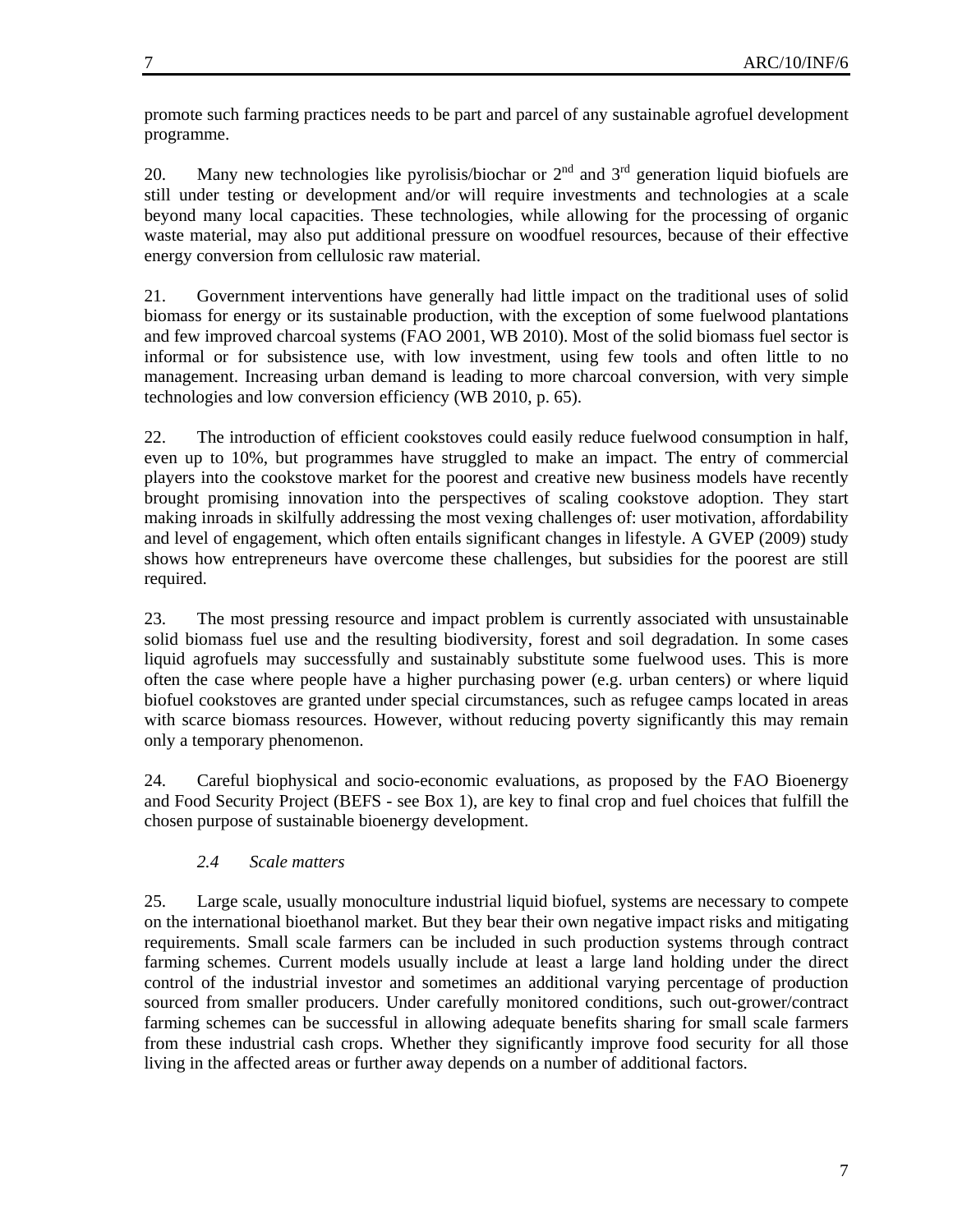promote such farming practices needs to be part and parcel of any sustainable agrofuel development programme.

20. Many new technologies like pyrolisis/biochar or 2nd and 3rd generation liquid biofuels are still under testing or development and/or will require investments and technologies at a scale beyond many local capacities. These technologies, while allowing for the processing of organic waste material, may also put additional pressure on woodfuel resources, because of their effective energy conversion from cellulosic raw material.

21. Government interventions have generally had little impact on the traditional uses of solid biomass for energy or its sustainable production, with the exception of some fuelwood plantations and few improved charcoal systems (FAO 2001, WB 2010). Most of the solid biomass fuel sector is informal or for subsistence use, with low investment, using few tools and often little to no management. Increasing urban demand is leading to more charcoal conversion, with very simple technologies and low conversion efficiency (WB 2010, p. 65).

22. The introduction of efficient cookstoves could easily reduce fuelwood consumption in half, even up to 10%, but programmes have struggled to make an impact. The entry of commercial players into the cookstove market for the poorest and creative new business models have recently brought promising innovation into the perspectives of scaling cookstove adoption. They start making inroads in skilfully addressing the most vexing challenges of: user motivation, affordability and level of engagement, which often entails significant changes in lifestyle. A GVEP (2009) study shows how entrepreneurs have overcome these challenges, but subsidies for the poorest are still required.

23. The most pressing resource and impact problem is currently associated with unsustainable solid biomass fuel use and the resulting biodiversity, forest and soil degradation. In some cases liquid agrofuels may successfully and sustainably substitute some fuelwood uses. This is more often the case where people have a higher purchasing power (e.g. urban centers) or where liquid biofuel cookstoves are granted under special circumstances, such as refugee camps located in areas with scarce biomass resources. However, without reducing poverty significantly this may remain only a temporary phenomenon.

24. Careful biophysical and socio-economic evaluations, as proposed by the FAO Bioenergy and Food Security Project (BEFS - see Box 1), are key to final crop and fuel choices that fulfill the chosen purpose of sustainable bioenergy development.

### *2.4 Scale matters*

25. Large scale, usually monoculture industrial liquid biofuel, systems are necessary to compete on the international bioethanol market. But they bear their own negative impact risks and mitigating requirements. Small scale farmers can be included in such production systems through contract farming schemes. Current models usually include at least a large land holding under the direct control of the industrial investor and sometimes an additional varying percentage of production sourced from smaller producers. Under carefully monitored conditions, such out-grower/contract farming schemes can be successful in allowing adequate benefits sharing for small scale farmers from these industrial cash crops. Whether they significantly improve food security for all those living in the affected areas or further away depends on a number of additional factors.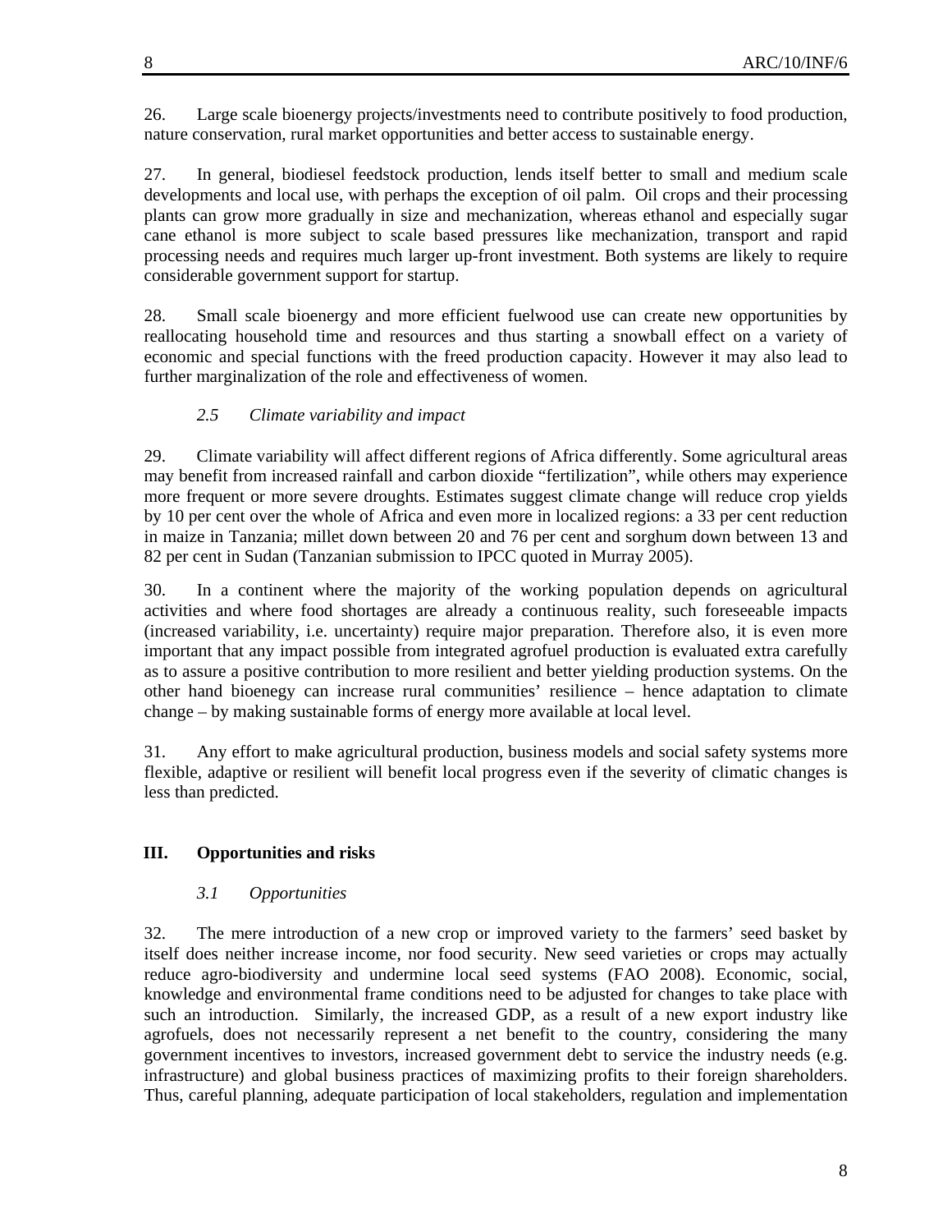26. Large scale bioenergy projects/investments need to contribute positively to food production, nature conservation, rural market opportunities and better access to sustainable energy.

27. In general, biodiesel feedstock production, lends itself better to small and medium scale developments and local use, with perhaps the exception of oil palm. Oil crops and their processing plants can grow more gradually in size and mechanization, whereas ethanol and especially sugar cane ethanol is more subject to scale based pressures like mechanization, transport and rapid processing needs and requires much larger up-front investment. Both systems are likely to require considerable government support for startup.

28. Small scale bioenergy and more efficient fuelwood use can create new opportunities by reallocating household time and resources and thus starting a snowball effect on a variety of economic and special functions with the freed production capacity. However it may also lead to further marginalization of the role and effectiveness of women.

### *2.5 Climate variability and impact*

29. Climate variability will affect different regions of Africa differently. Some agricultural areas may benefit from increased rainfall and carbon dioxide "fertilization", while others may experience more frequent or more severe droughts. Estimates suggest climate change will reduce crop yields by 10 per cent over the whole of Africa and even more in localized regions: a 33 per cent reduction in maize in Tanzania; millet down between 20 and 76 per cent and sorghum down between 13 and 82 per cent in Sudan (Tanzanian submission to IPCC quoted in Murray 2005).

30. In a continent where the majority of the working population depends on agricultural activities and where food shortages are already a continuous reality, such foreseeable impacts (increased variability, i.e. uncertainty) require major preparation. Therefore also, it is even more important that any impact possible from integrated agrofuel production is evaluated extra carefully as to assure a positive contribution to more resilient and better yielding production systems. On the other hand bioenegy can increase rural communities' resilience – hence adaptation to climate change – by making sustainable forms of energy more available at local level.

31. Any effort to make agricultural production, business models and social safety systems more flexible, adaptive or resilient will benefit local progress even if the severity of climatic changes is less than predicted.

## III. Opportunities and risks

### *3.1 Opportunities*

32. The mere introduction of a new crop or improved variety to the farmers' seed basket by itself does neither increase income, nor food security. New seed varieties or crops may actually reduce agro-biodiversity and undermine local seed systems (FAO 2008). Economic, social, knowledge and environmental frame conditions need to be adjusted for changes to take place with such an introduction. Similarly, the increased GDP, as a result of a new export industry like agrofuels, does not necessarily represent a net benefit to the country, considering the many government incentives to investors, increased government debt to service the industry needs (e.g. infrastructure) and global business practices of maximizing profits to their foreign shareholders. Thus, careful planning, adequate participation of local stakeholders, regulation and implementation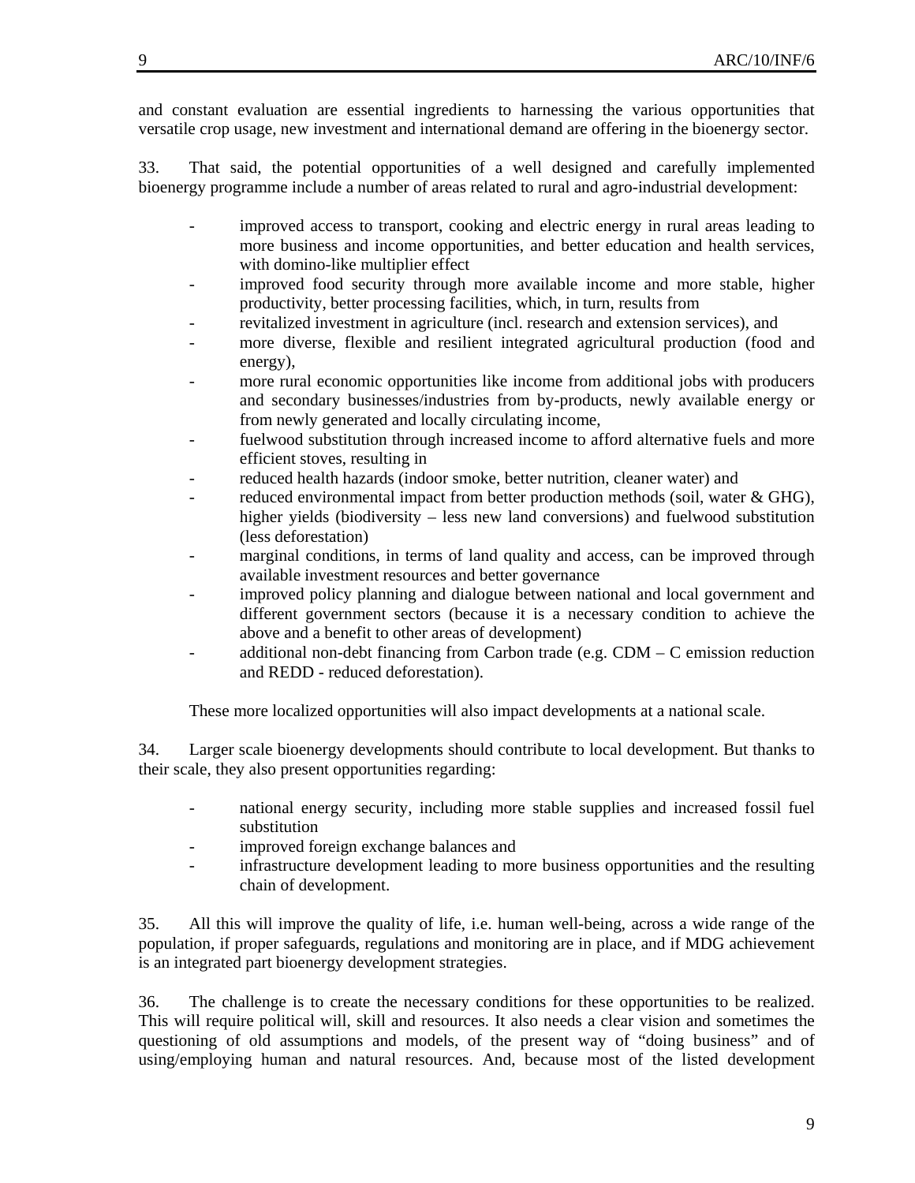and constant evaluation are essential ingredients to harnessing the various opportunities that versatile crop usage, new investment and international demand are offering in the bioenergy sector.

33. That said, the potential opportunities of a well designed and carefully implemented bioenergy programme include a number of areas related to rural and agro-industrial development:

- improved access to transport, cooking and electric energy in rural areas leading to more business and income opportunities, and better education and health services, with domino-like multiplier effect
- improved food security through more available income and more stable, higher productivity, better processing facilities, which, in turn, results from
- revitalized investment in agriculture (incl. research and extension services), and
- more diverse, flexible and resilient integrated agricultural production (food and energy),
- more rural economic opportunities like income from additional jobs with producers and secondary businesses/industries from by-products, newly available energy or from newly generated and locally circulating income,
- fuelwood substitution through increased income to afford alternative fuels and more efficient stoves, resulting in
- reduced health hazards (indoor smoke, better nutrition, cleaner water) and
- reduced environmental impact from better production methods (soil, water & GHG), higher yields (biodiversity – less new land conversions) and fuelwood substitution (less deforestation)
- marginal conditions, in terms of land quality and access, can be improved through available investment resources and better governance
- improved policy planning and dialogue between national and local government and different government sectors (because it is a necessary condition to achieve the above and a benefit to other areas of development)
- additional non-debt financing from Carbon trade (e.g. CDM – C emission reduction and REDD - reduced deforestation).

These more localized opportunities will also impact developments at a national scale.

34. Larger scale bioenergy developments should contribute to local development. But thanks to their scale, they also present opportunities regarding:

- national energy security, including more stable supplies and increased fossil fuel substitution
- improved foreign exchange balances and
- infrastructure development leading to more business opportunities and the resulting chain of development.

35. All this will improve the quality of life, i.e. human well-being, across a wide range of the population, if proper safeguards, regulations and monitoring are in place, and if MDG achievement is an integrated part bioenergy development strategies.

36. The challenge is to create the necessary conditions for these opportunities to be realized. This will require political will, skill and resources. It also needs a clear vision and sometimes the questioning of old assumptions and models, of the present way of "doing business" and of using/employing human and natural resources. And, because most of the listed development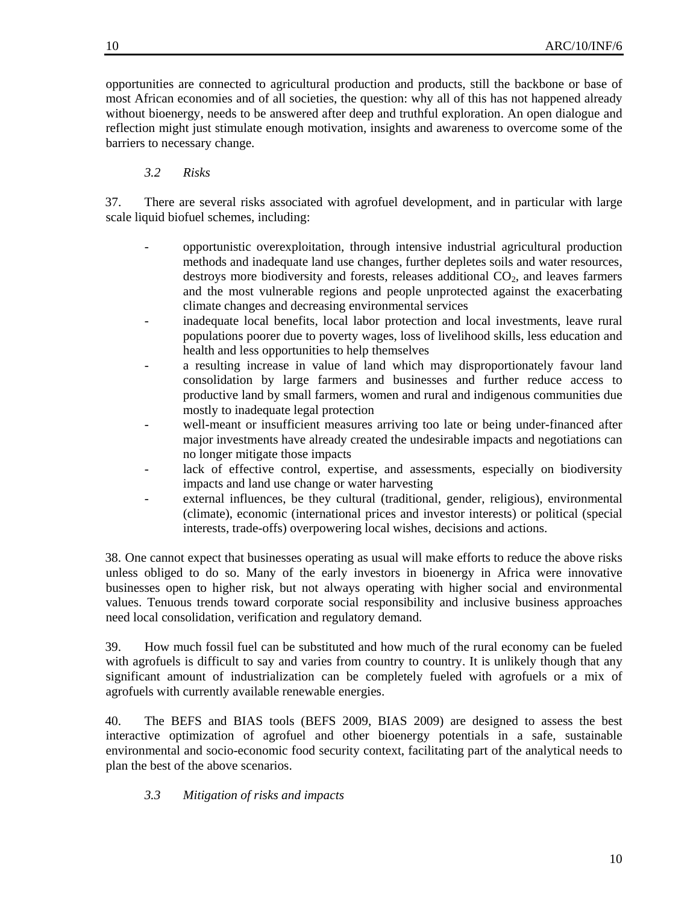opportunities are connected to agricultural production and products, still the backbone or base of most African economies and of all societies, the question: why all of this has not happened already without bioenergy, needs to be answered after deep and truthful exploration. An open dialogue and reflection might just stimulate enough motivation, insights and awareness to overcome some of the barriers to necessary change.

### *3.2 Risks*

37. There are several risks associated with agrofuel development, and in particular with large scale liquid biofuel schemes, including:

- opportunistic overexploitation, through intensive industrial agricultural production methods and inadequate land use changes, further depletes soils and water resources, destroys more biodiversity and forests, releases additional $CO_2$, and leaves farmers and the most vulnerable regions and people unprotected against the exacerbating climate changes and decreasing environmental services
- inadequate local benefits, local labor protection and local investments, leave rural populations poorer due to poverty wages, loss of livelihood skills, less education and health and less opportunities to help themselves
- a resulting increase in value of land which may disproportionately favour land consolidation by large farmers and businesses and further reduce access to productive land by small farmers, women and rural and indigenous communities due mostly to inadequate legal protection
- well-meant or insufficient measures arriving too late or being under-financed after major investments have already created the undesirable impacts and negotiations can no longer mitigate those impacts
- lack of effective control, expertise, and assessments, especially on biodiversity impacts and land use change or water harvesting
- external influences, be they cultural (traditional, gender, religious), environmental (climate), economic (international prices and investor interests) or political (special interests, trade-offs) overpowering local wishes, decisions and actions.

38. One cannot expect that businesses operating as usual will make efforts to reduce the above risks unless obliged to do so. Many of the early investors in bioenergy in Africa were innovative businesses open to higher risk, but not always operating with higher social and environmental values. Tenuous trends toward corporate social responsibility and inclusive business approaches need local consolidation, verification and regulatory demand.

39. How much fossil fuel can be substituted and how much of the rural economy can be fueled with agrofuels is difficult to say and varies from country to country. It is unlikely though that any significant amount of industrialization can be completely fueled with agrofuels or a mix of agrofuels with currently available renewable energies.

40. The BEFS and BIAS tools (BEFS 2009, BIAS 2009) are designed to assess the best interactive optimization of agrofuel and other bioenergy potentials in a safe, sustainable environmental and socio-economic food security context, facilitating part of the analytical needs to plan the best of the above scenarios.

### *3.3 Mitigation of risks and impacts*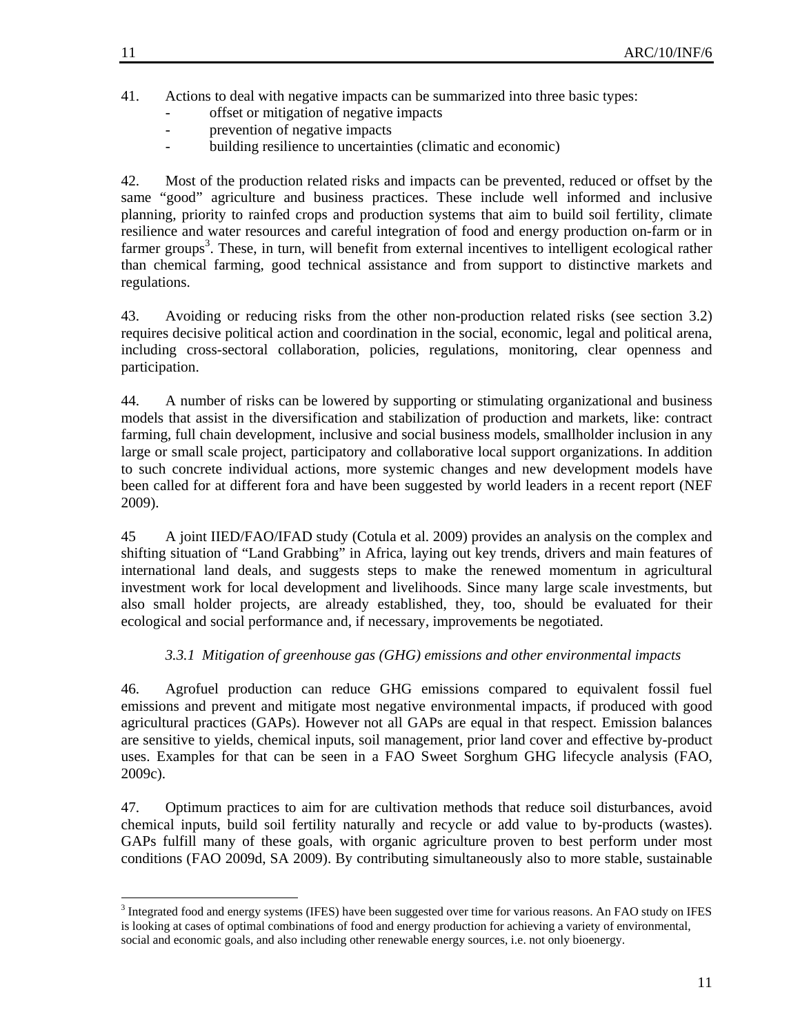41. Actions to deal with negative impacts can be summarized into three basic types:

- offset or mitigation of negative impacts
- prevention of negative impacts
- building resilience to uncertainties (climatic and economic)

42. Most of the production related risks and impacts can be prevented, reduced or offset by the same "good" agriculture and business practices. These include well informed and inclusive planning, priority to rainfed crops and production systems that aim to build soil fertility, climate resilience and water resources and careful integration of food and energy production on-farm or in farmer groups[3]. These, in turn, will benefit from external incentives to intelligent ecological rather than chemical farming, good technical assistance and from support to distinctive markets and regulations.

43. Avoiding or reducing risks from the other non-production related risks (see section 3.2) requires decisive political action and coordination in the social, economic, legal and political arena, including cross-sectoral collaboration, policies, regulations, monitoring, clear openness and participation.

44. A number of risks can be lowered by supporting or stimulating organizational and business models that assist in the diversification and stabilization of production and markets, like: contract farming, full chain development, inclusive and social business models, smallholder inclusion in any large or small scale project, participatory and collaborative local support organizations. In addition to such concrete individual actions, more systemic changes and new development models have been called for at different fora and have been suggested by world leaders in a recent report (NEF 2009).

45 A joint IIED/FAO/IFAD study (Cotula et al. 2009) provides an analysis on the complex and shifting situation of "Land Grabbing" in Africa, laying out key trends, drivers and main features of international land deals, and suggests steps to make the renewed momentum in agricultural investment work for local development and livelihoods. Since many large scale investments, but also small holder projects, are already established, they, too, should be evaluated for their ecological and social performance and, if necessary, improvements be negotiated.

### *3.3.1 Mitigation of greenhouse gas (GHG) emissions and other environmental impacts*

46. Agrofuel production can reduce GHG emissions compared to equivalent fossil fuel emissions and prevent and mitigate most negative environmental impacts, if produced with good agricultural practices (GAPs). However not all GAPs are equal in that respect. Emission balances are sensitive to yields, chemical inputs, soil management, prior land cover and effective by-product uses. Examples for that can be seen in a FAO Sweet Sorghum GHG lifecycle analysis (FAO, 2009c).

47. Optimum practices to aim for are cultivation methods that reduce soil disturbances, avoid chemical inputs, build soil fertility naturally and recycle or add value to by-products (wastes). GAPs fulfill many of these goals, with organic agriculture proven to best perform under most conditions (FAO 2009d, SA 2009). By contributing simultaneously also to more stable, sustainable

---

[3] Integrated food and energy systems (IFES) have been suggested over time for various reasons. An FAO study on IFES is looking at cases of optimal combinations of food and energy production for achieving a variety of environmental, social and economic goals, and also including other renewable energy sources, i.e. not only bioenergy.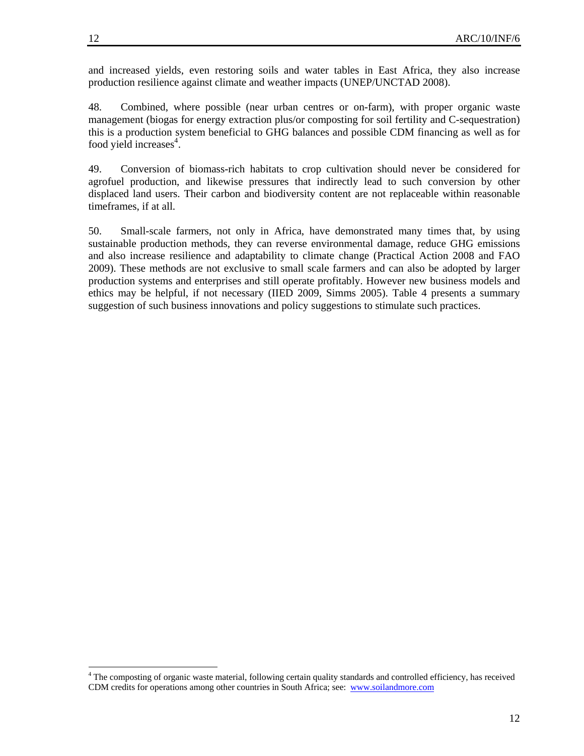and increased yields, even restoring soils and water tables in East Africa, they also increase production resilience against climate and weather impacts (UNEP/UNCTAD 2008).

48. Combined, where possible (near urban centres or on-farm), with proper organic waste management (biogas for energy extraction plus/or composting for soil fertility and C-sequestration) this is a production system beneficial to GHG balances and possible CDM financing as well as for food yield increases[4].

49. Conversion of biomass-rich habitats to crop cultivation should never be considered for agrofuel production, and likewise pressures that indirectly lead to such conversion by other displaced land users. Their carbon and biodiversity content are not replaceable within reasonable timeframes, if at all.

50. Small-scale farmers, not only in Africa, have demonstrated many times that, by using sustainable production methods, they can reverse environmental damage, reduce GHG emissions and also increase resilience and adaptability to climate change (Practical Action 2008 and FAO 2009). These methods are not exclusive to small scale farmers and can also be adopted by larger production systems and enterprises and still operate profitably. However new business models and ethics may be helpful, if not necessary (IIED 2009, Simms 2005). Table 4 presents a summary suggestion of such business innovations and policy suggestions to stimulate such practices.

---

[4] The composting of organic waste material, following certain quality standards and controlled efficiency, has received CDM credits for operations among other countries in South Africa; see: www.soilandmore.com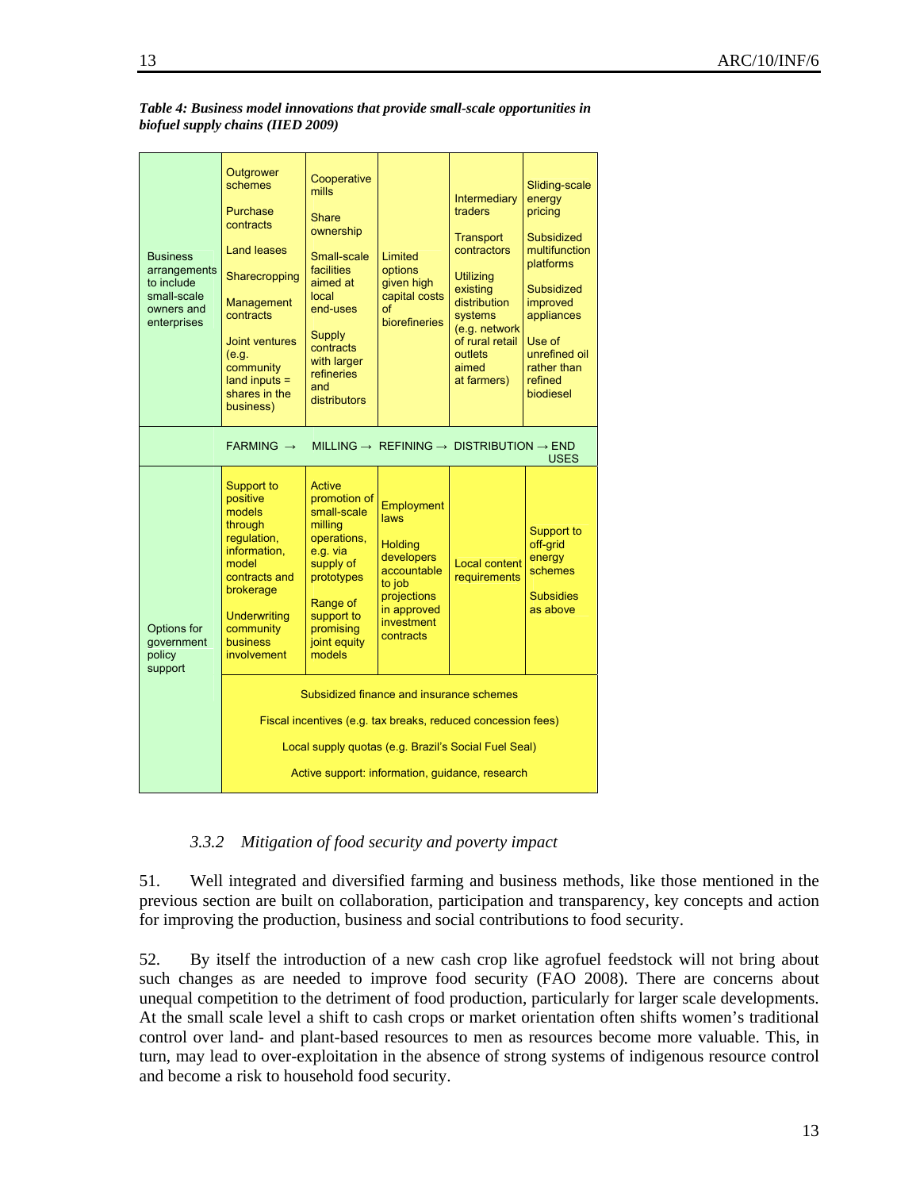*Table 4: Business model innovations that provide small-scale opportunities in biofuel supply chains (IIED 2009)*

| | FARMING → | MILLING → | REFINING → | DISTRIBUTION → | END USES |
|---|---|---|---|---|---|
| Business arrangements to include small-scale owners and enterprises | Outgrower schemes<br>Purchase contracts<br>Land leases<br>Sharecropping<br>Management contracts<br>Joint ventures (e.g. community land inputs = shares in the business) | Cooperative mills<br>Share ownership<br>Small-scale facilities aimed at local end-uses<br>Supply contracts with larger refineries and distributors | Limited options given high capital costs of biorefineries | Intermediary traders<br>Transport contractors<br>Utilizing existing distribution systems (e.g. network of rural retail outlets aimed at farmers) | Sliding-scale energy pricing<br>Subsidized multifunction platforms<br>Subsidized improved appliances<br>Use of unrefined oil rather than refined biodiesel |
| Options for government policy support | Support to positive models through regulation, information, model contracts and brokerage<br>Underwriting community business involvement | Active promotion of small-scale milling operations, e.g. via supply of prototypes<br>Range of support to promising joint equity models | Employment laws<br>Holding developers accountable to job projections in approved investment contracts | Local content requirements | Support to off-grid energy schemes<br>Subsidies as above |
| | Subsidized finance and insurance schemes<br>Fiscal incentives (e.g. tax breaks, reduced concession fees)<br>Local supply quotas (e.g. Brazil's Social Fuel Seal)<br>Active support: information, guidance, research | | | | |

### 3.3.2 *Mitigation of food security and poverty impact*

51. Well integrated and diversified farming and business methods, like those mentioned in the previous section are built on collaboration, participation and transparency, key concepts and action for improving the production, business and social contributions to food security.

52. By itself the introduction of a new cash crop like agrofuel feedstock will not bring about such changes as are needed to improve food security (FAO 2008). There are concerns about unequal competition to the detriment of food production, particularly for larger scale developments. At the small scale level a shift to cash crops or market orientation often shifts women's traditional control over land- and plant-based resources to men as resources become more valuable. This, in turn, may lead to over-exploitation in the absence of strong systems of indigenous resource control and become a risk to household food security.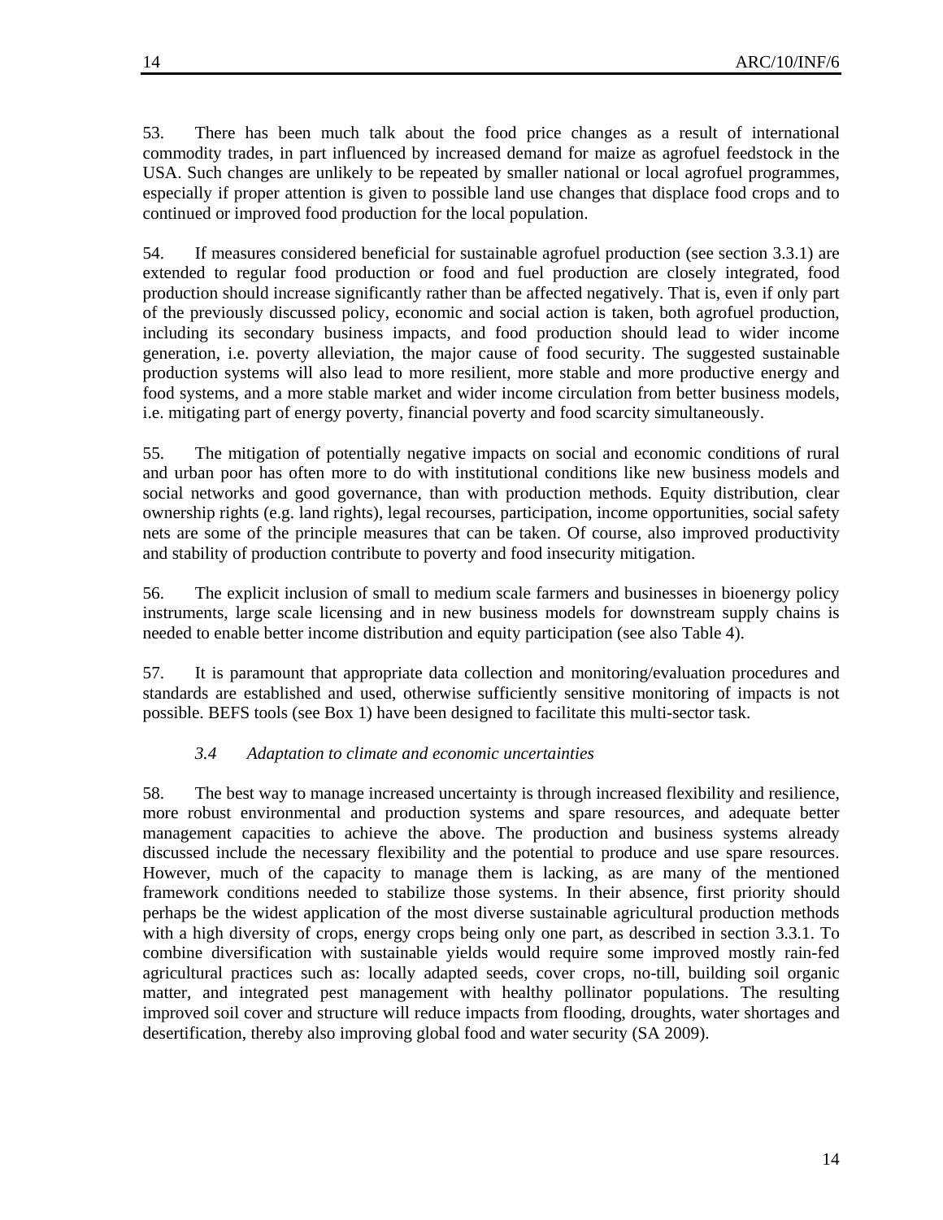53. There has been much talk about the food price changes as a result of international commodity trades, in part influenced by increased demand for maize as agrofuel feedstock in the USA. Such changes are unlikely to be repeated by smaller national or local agrofuel programmes, especially if proper attention is given to possible land use changes that displace food crops and to continued or improved food production for the local population.

54. If measures considered beneficial for sustainable agrofuel production (see section 3.3.1) are extended to regular food production or food and fuel production are closely integrated, food production should increase significantly rather than be affected negatively. That is, even if only part of the previously discussed policy, economic and social action is taken, both agrofuel production, including its secondary business impacts, and food production should lead to wider income generation, i.e. poverty alleviation, the major cause of food security. The suggested sustainable production systems will also lead to more resilient, more stable and more productive energy and food systems, and a more stable market and wider income circulation from better business models, i.e. mitigating part of energy poverty, financial poverty and food scarcity simultaneously.

55. The mitigation of potentially negative impacts on social and economic conditions of rural and urban poor has often more to do with institutional conditions like new business models and social networks and good governance, than with production methods. Equity distribution, clear ownership rights (e.g. land rights), legal recourses, participation, income opportunities, social safety nets are some of the principle measures that can be taken. Of course, also improved productivity and stability of production contribute to poverty and food insecurity mitigation.

56. The explicit inclusion of small to medium scale farmers and businesses in bioenergy policy instruments, large scale licensing and in new business models for downstream supply chains is needed to enable better income distribution and equity participation (see also Table 4).

57. It is paramount that appropriate data collection and monitoring/evaluation procedures and standards are established and used, otherwise sufficiently sensitive monitoring of impacts is not possible. BEFS tools (see Box 1) have been designed to facilitate this multi-sector task.

### *3.4 Adaptation to climate and economic uncertainties*

58. The best way to manage increased uncertainty is through increased flexibility and resilience, more robust environmental and production systems and spare resources, and adequate better management capacities to achieve the above. The production and business systems already discussed include the necessary flexibility and the potential to produce and use spare resources. However, much of the capacity to manage them is lacking, as are many of the mentioned framework conditions needed to stabilize those systems. In their absence, first priority should perhaps be the widest application of the most diverse sustainable agricultural production methods with a high diversity of crops, energy crops being only one part, as described in section 3.3.1. To combine diversification with sustainable yields would require some improved mostly rain-fed agricultural practices such as: locally adapted seeds, cover crops, no-till, building soil organic matter, and integrated pest management with healthy pollinator populations. The resulting improved soil cover and structure will reduce impacts from flooding, droughts, water shortages and desertification, thereby also improving global food and water security (SA 2009).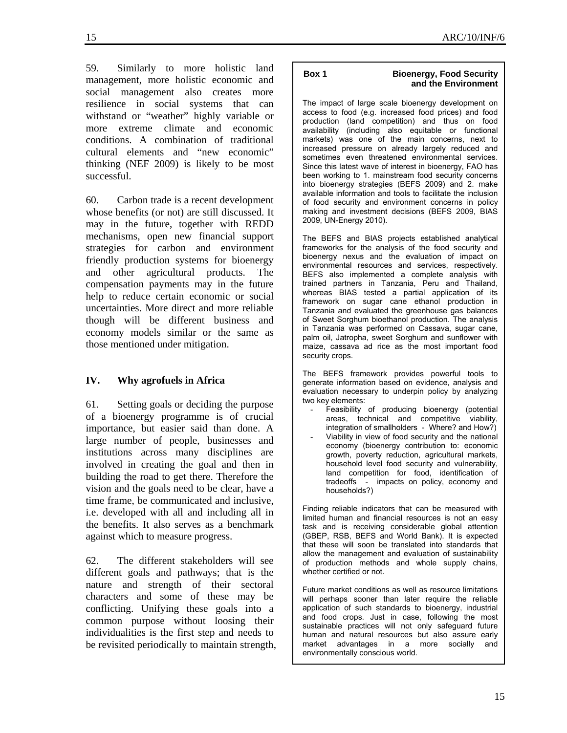59. Similarly to more holistic land management, more holistic economic and social management also creates more resilience in social systems that can withstand or "weather" highly variable or more extreme climate and economic conditions. A combination of traditional cultural elements and "new economic" thinking (NEF 2009) is likely to be most successful.

60. Carbon trade is a recent development whose benefits (or not) are still discussed. It may in the future, together with REDD mechanisms, open new financial support strategies for carbon and environment friendly production systems for bioenergy and other agricultural products. The compensation payments may in the future help to reduce certain economic or social uncertainties. More direct and more reliable though will be different business and economy models similar or the same as those mentioned under mitigation.

## IV. Why agrofuels in Africa

61. Setting goals or deciding the purpose of a bioenergy programme is of crucial importance, but easier said than done. A large number of people, businesses and institutions across many disciplines are involved in creating the goal and then in building the road to get there. Therefore the vision and the goals need to be clear, have a time frame, be communicated and inclusive, i.e. developed with all and including all in the benefits. It also serves as a benchmark against which to measure progress.

62. The different stakeholders will see different goals and pathways; that is the nature and strength of their sectoral characters and some of these may be conflicting. Unifying these goals into a common purpose without loosing their individualities is the first step and needs to be revisited periodically to maintain strength,

**Box 1 Bioenergy, Food Security and the Environment**

The impact of large scale bioenergy development on access to food (e.g. increased food prices) and food production (land competition) and thus on food availability (including also equitable or functional markets) was one of the main concerns, next to increased pressure on already largely reduced and sometimes even threatened environmental services. Since this latest wave of interest in bioenergy, FAO has been working to 1. mainstream food security concerns into bioenergy strategies (BEFS 2009) and 2. make available information and tools to facilitate the inclusion of food security and environment concerns in policy making and investment decisions (BEFS 2009, BIAS 2009, UN-Energy 2010).

The BEFS and BIAS projects established analytical frameworks for the analysis of the food security and bioenergy nexus and the evaluation of impact on environmental resources and services, respectively. BEFS also implemented a complete analysis with trained partners in Tanzania, Peru and Thailand, whereas BIAS tested a partial application of its framework on sugar cane ethanol production in Tanzania and evaluated the greenhouse gas balances of Sweet Sorghum bioethanol production. The analysis in Tanzania was performed on Cassava, sugar cane, palm oil, Jatropha, sweet Sorghum and sunflower with maize, cassava ad rice as the most important food security crops.

The BEFS framework provides powerful tools to generate information based on evidence, analysis and evaluation necessary to underpin policy by analyzing two key elements:

- Feasibility of producing bioenergy (potential areas, technical and competitive viability, integration of smallholders - Where? and How?)
- Viability in view of food security and the national economy (bioenergy contribution to: economic growth, poverty reduction, agricultural markets, household level food security and vulnerability, land competition for food, identification of tradeoffs - impacts on policy, economy and households?)

Finding reliable indicators that can be measured with limited human and financial resources is not an easy task and is receiving considerable global attention (GBEP, RSB, BEFS and World Bank). It is expected that these will soon be translated into standards that allow the management and evaluation of sustainability of production methods and whole supply chains, whether certified or not.

Future market conditions as well as resource limitations will perhaps sooner than later require the reliable application of such standards to bioenergy, industrial and food crops. Just in case, following the most sustainable practices will not only safeguard future human and natural resources but also assure early market advantages in a more socially and environmentally conscious world.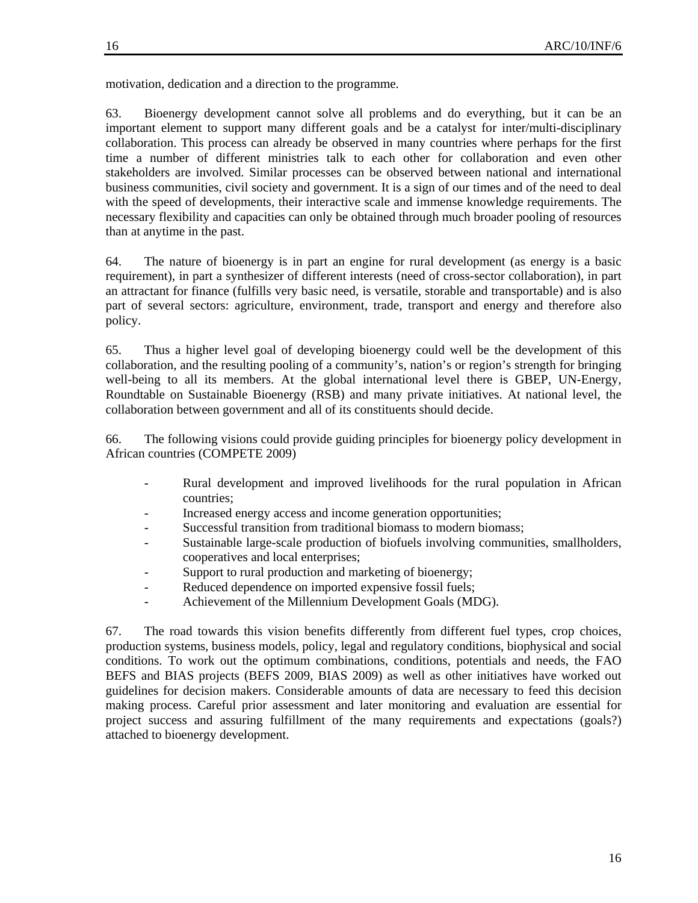motivation, dedication and a direction to the programme.

63. Bioenergy development cannot solve all problems and do everything, but it can be an important element to support many different goals and be a catalyst for inter/multi-disciplinary collaboration. This process can already be observed in many countries where perhaps for the first time a number of different ministries talk to each other for collaboration and even other stakeholders are involved. Similar processes can be observed between national and international business communities, civil society and government. It is a sign of our times and of the need to deal with the speed of developments, their interactive scale and immense knowledge requirements. The necessary flexibility and capacities can only be obtained through much broader pooling of resources than at anytime in the past.

64. The nature of bioenergy is in part an engine for rural development (as energy is a basic requirement), in part a synthesizer of different interests (need of cross-sector collaboration), in part an attractant for finance (fulfills very basic need, is versatile, storable and transportable) and is also part of several sectors: agriculture, environment, trade, transport and energy and therefore also policy.

65. Thus a higher level goal of developing bioenergy could well be the development of this collaboration, and the resulting pooling of a community's, nation's or region's strength for bringing well-being to all its members. At the global international level there is GBEP, UN-Energy, Roundtable on Sustainable Bioenergy (RSB) and many private initiatives. At national level, the collaboration between government and all of its constituents should decide.

66. The following visions could provide guiding principles for bioenergy policy development in African countries (COMPETE 2009)

- Rural development and improved livelihoods for the rural population in African countries;
- Increased energy access and income generation opportunities;
- Successful transition from traditional biomass to modern biomass;
- Sustainable large-scale production of biofuels involving communities, smallholders, cooperatives and local enterprises;
- Support to rural production and marketing of bioenergy;
- Reduced dependence on imported expensive fossil fuels;
- Achievement of the Millennium Development Goals (MDG).

67. The road towards this vision benefits differently from different fuel types, crop choices, production systems, business models, policy, legal and regulatory conditions, biophysical and social conditions. To work out the optimum combinations, conditions, potentials and needs, the FAO BEFS and BIAS projects (BEFS 2009, BIAS 2009) as well as other initiatives have worked out guidelines for decision makers. Considerable amounts of data are necessary to feed this decision making process. Careful prior assessment and later monitoring and evaluation are essential for project success and assuring fulfillment of the many requirements and expectations (goals?) attached to bioenergy development.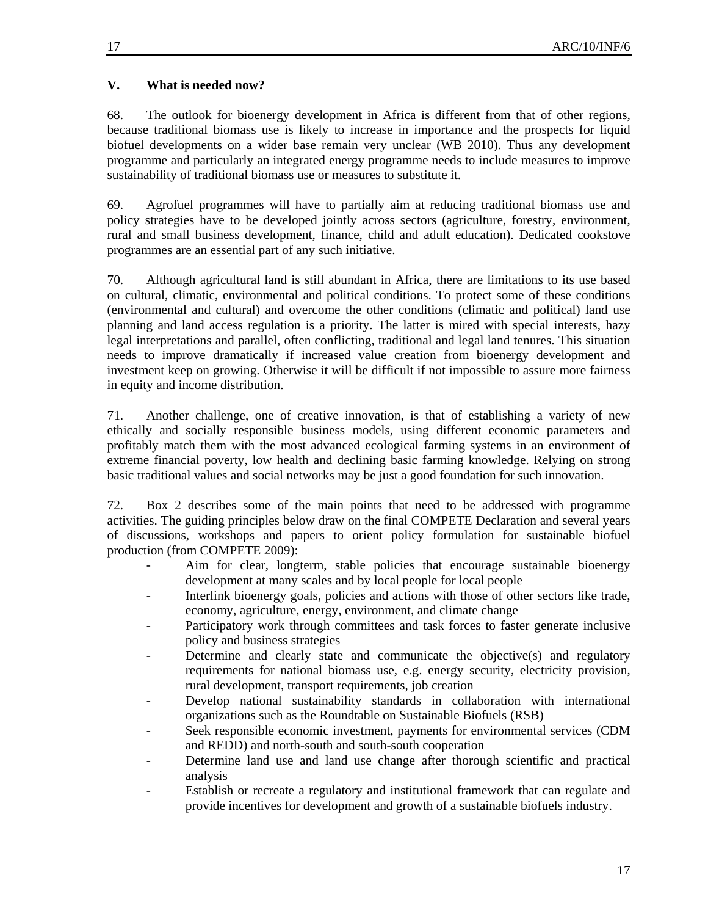## V. What is needed now?

68. The outlook for bioenergy development in Africa is different from that of other regions, because traditional biomass use is likely to increase in importance and the prospects for liquid biofuel developments on a wider base remain very unclear (WB 2010). Thus any development programme and particularly an integrated energy programme needs to include measures to improve sustainability of traditional biomass use or measures to substitute it.

69. Agrofuel programmes will have to partially aim at reducing traditional biomass use and policy strategies have to be developed jointly across sectors (agriculture, forestry, environment, rural and small business development, finance, child and adult education). Dedicated cookstove programmes are an essential part of any such initiative.

70. Although agricultural land is still abundant in Africa, there are limitations to its use based on cultural, climatic, environmental and political conditions. To protect some of these conditions (environmental and cultural) and overcome the other conditions (climatic and political) land use planning and land access regulation is a priority. The latter is mired with special interests, hazy legal interpretations and parallel, often conflicting, traditional and legal land tenures. This situation needs to improve dramatically if increased value creation from bioenergy development and investment keep on growing. Otherwise it will be difficult if not impossible to assure more fairness in equity and income distribution.

71. Another challenge, one of creative innovation, is that of establishing a variety of new ethically and socially responsible business models, using different economic parameters and profitably match them with the most advanced ecological farming systems in an environment of extreme financial poverty, low health and declining basic farming knowledge. Relying on strong basic traditional values and social networks may be just a good foundation for such innovation.

72. Box 2 describes some of the main points that need to be addressed with programme activities. The guiding principles below draw on the final COMPETE Declaration and several years of discussions, workshops and papers to orient policy formulation for sustainable biofuel production (from COMPETE 2009):

- Aim for clear, longterm, stable policies that encourage sustainable bioenergy development at many scales and by local people for local people
- Interlink bioenergy goals, policies and actions with those of other sectors like trade, economy, agriculture, energy, environment, and climate change
- Participatory work through committees and task forces to faster generate inclusive policy and business strategies
- Determine and clearly state and communicate the objective(s) and regulatory requirements for national biomass use, e.g. energy security, electricity provision, rural development, transport requirements, job creation
- Develop national sustainability standards in collaboration with international organizations such as the Roundtable on Sustainable Biofuels (RSB)
- Seek responsible economic investment, payments for environmental services (CDM and REDD) and north-south and south-south cooperation
- Determine land use and land use change after thorough scientific and practical analysis
- Establish or recreate a regulatory and institutional framework that can regulate and provide incentives for development and growth of a sustainable biofuels industry.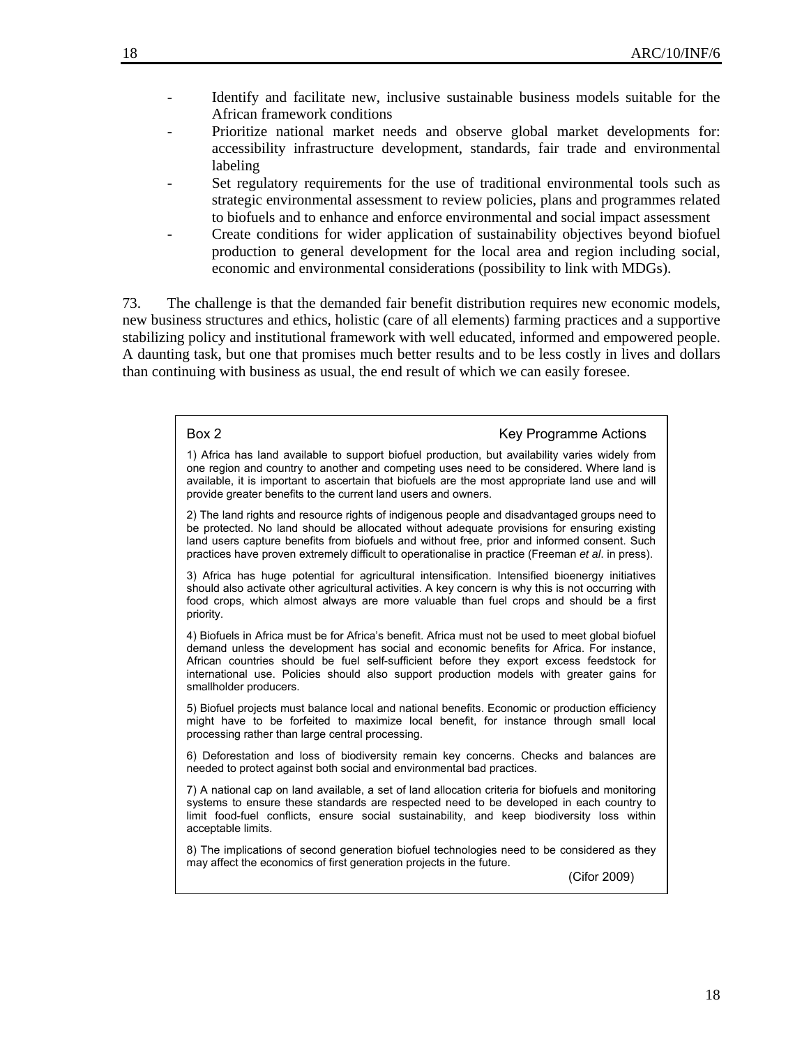- Identify and facilitate new, inclusive sustainable business models suitable for the African framework conditions
- Prioritize national market needs and observe global market developments for: accessibility infrastructure development, standards, fair trade and environmental labeling
- Set regulatory requirements for the use of traditional environmental tools such as strategic environmental assessment to review policies, plans and programmes related to biofuels and to enhance and enforce environmental and social impact assessment
- Create conditions for wider application of sustainability objectives beyond biofuel production to general development for the local area and region including social, economic and environmental considerations (possibility to link with MDGs).

73. The challenge is that the demanded fair benefit distribution requires new economic models, new business structures and ethics, holistic (care of all elements) farming practices and a supportive stabilizing policy and institutional framework with well educated, informed and empowered people. A daunting task, but one that promises much better results and to be less costly in lives and dollars than continuing with business as usual, the end result of which we can easily foresee.

**Box 2 — Key Programme Actions**

1) Africa has land available to support biofuel production, but availability varies widely from one region and country to another and competing uses need to be considered. Where land is available, it is important to ascertain that biofuels are the most appropriate land use and will provide greater benefits to the current land users and owners.

2) The land rights and resource rights of indigenous people and disadvantaged groups need to be protected. No land should be allocated without adequate provisions for ensuring existing land users capture benefits from biofuels and without free, prior and informed consent. Such practices have proven extremely difficult to operationalise in practice (Freeman *et al*. in press).

3) Africa has huge potential for agricultural intensification. Intensified bioenergy initiatives should also activate other agricultural activities. A key concern is why this is not occurring with food crops, which almost always are more valuable than fuel crops and should be a first priority.

4) Biofuels in Africa must be for Africa's benefit. Africa must not be used to meet global biofuel demand unless the development has social and economic benefits for Africa. For instance, African countries should be fuel self-sufficient before they export excess feedstock for international use. Policies should also support production models with greater gains for smallholder producers.

5) Biofuel projects must balance local and national benefits. Economic or production efficiency might have to be forfeited to maximize local benefit, for instance through small local processing rather than large central processing.

6) Deforestation and loss of biodiversity remain key concerns. Checks and balances are needed to protect against both social and environmental bad practices.

7) A national cap on land available, a set of land allocation criteria for biofuels and monitoring systems to ensure these standards are respected need to be developed in each country to limit food-fuel conflicts, ensure social sustainability, and keep biodiversity loss within acceptable limits.

8) The implications of second generation biofuel technologies need to be considered as they may affect the economics of first generation projects in the future.

(Cifor 2009)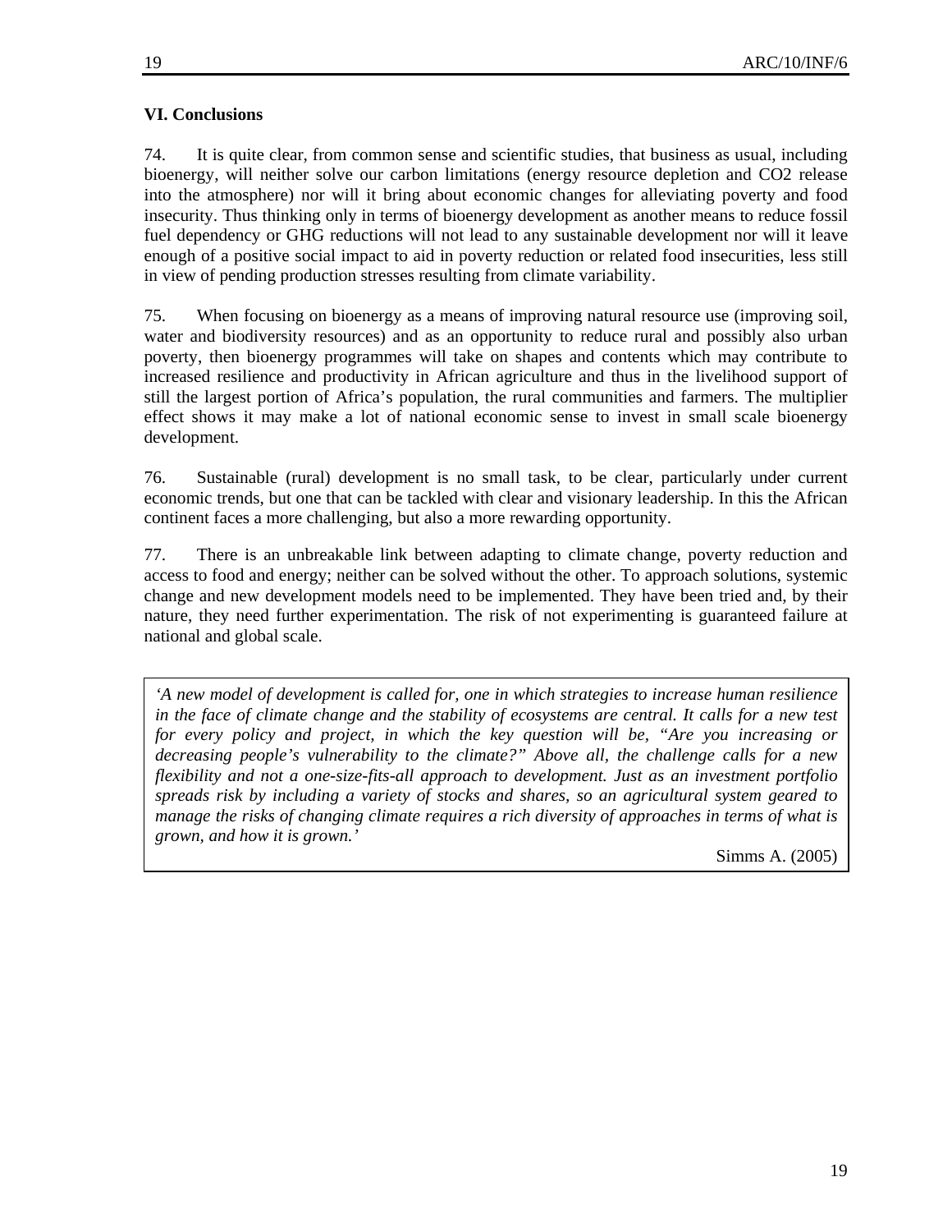## VI. Conclusions

74. It is quite clear, from common sense and scientific studies, that business as usual, including bioenergy, will neither solve our carbon limitations (energy resource depletion and CO2 release into the atmosphere) nor will it bring about economic changes for alleviating poverty and food insecurity. Thus thinking only in terms of bioenergy development as another means to reduce fossil fuel dependency or GHG reductions will not lead to any sustainable development nor will it leave enough of a positive social impact to aid in poverty reduction or related food insecurities, less still in view of pending production stresses resulting from climate variability.

75. When focusing on bioenergy as a means of improving natural resource use (improving soil, water and biodiversity resources) and as an opportunity to reduce rural and possibly also urban poverty, then bioenergy programmes will take on shapes and contents which may contribute to increased resilience and productivity in African agriculture and thus in the livelihood support of still the largest portion of Africa's population, the rural communities and farmers. The multiplier effect shows it may make a lot of national economic sense to invest in small scale bioenergy development.

76. Sustainable (rural) development is no small task, to be clear, particularly under current economic trends, but one that can be tackled with clear and visionary leadership. In this the African continent faces a more challenging, but also a more rewarding opportunity.

77. There is an unbreakable link between adapting to climate change, poverty reduction and access to food and energy; neither can be solved without the other. To approach solutions, systemic change and new development models need to be implemented. They have been tried and, by their nature, they need further experimentation. The risk of not experimenting is guaranteed failure at national and global scale.

> *'A new model of development is called for, one in which strategies to increase human resilience in the face of climate change and the stability of ecosystems are central. It calls for a new test for every policy and project, in which the key question will be, "Are you increasing or decreasing people's vulnerability to the climate?" Above all, the challenge calls for a new flexibility and not a one-size-fits-all approach to development. Just as an investment portfolio spreads risk by including a variety of stocks and shares, so an agricultural system geared to manage the risks of changing climate requires a rich diversity of approaches in terms of what is grown, and how it is grown.'*
>
> Simms A. (2005)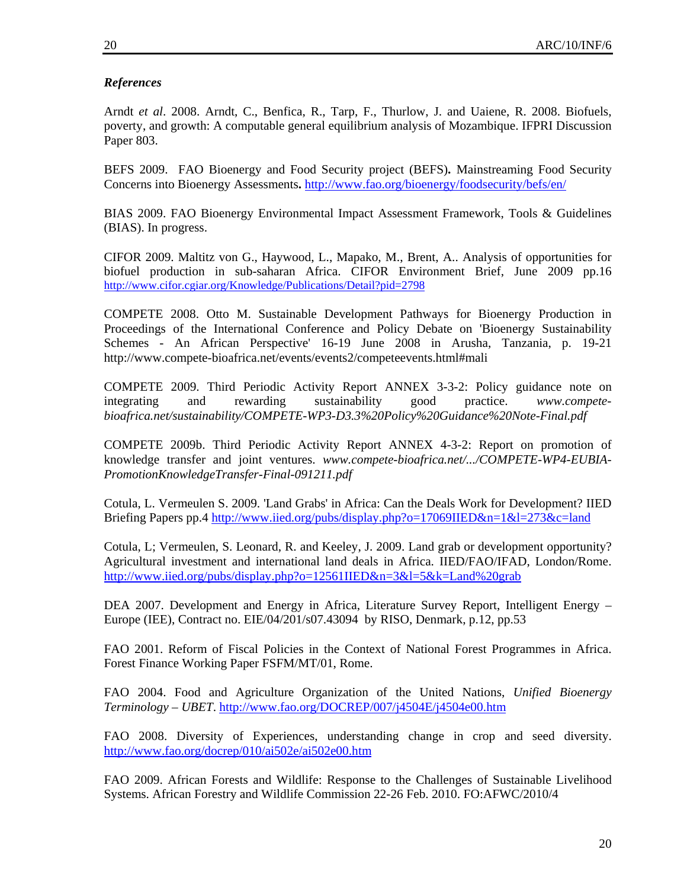***References***

Arndt *et al*. 2008. Arndt, C., Benfica, R., Tarp, F., Thurlow, J. and Uaiene, R. 2008. Biofuels, poverty, and growth: A computable general equilibrium analysis of Mozambique. IFPRI Discussion Paper 803.

BEFS 2009. FAO Bioenergy and Food Security project (BEFS)**.** Mainstreaming Food Security Concerns into Bioenergy Assessments**.** http://www.fao.org/bioenergy/foodsecurity/befs/en/

BIAS 2009. FAO Bioenergy Environmental Impact Assessment Framework, Tools & Guidelines (BIAS). In progress.

CIFOR 2009. Maltitz von G., Haywood, L., Mapako, M., Brent, A.. Analysis of opportunities for biofuel production in sub-saharan Africa. CIFOR Environment Brief, June 2009 pp.16 http://www.cifor.cgiar.org/Knowledge/Publications/Detail?pid=2798

COMPETE 2008. Otto M. Sustainable Development Pathways for Bioenergy Production in Proceedings of the International Conference and Policy Debate on 'Bioenergy Sustainability Schemes - An African Perspective' 16-19 June 2008 in Arusha, Tanzania, p. 19-21 http://www.compete-bioafrica.net/events/events2/competeevents.html#mali

COMPETE 2009. Third Periodic Activity Report ANNEX 3-3-2: Policy guidance note on integrating and rewarding sustainability good practice. *www.compete-bioafrica.net/sustainability/COMPETE-WP3-D3.3%20Policy%20Guidance%20Note-Final.pdf*

COMPETE 2009b. Third Periodic Activity Report ANNEX 4-3-2: Report on promotion of knowledge transfer and joint ventures. *www.compete-bioafrica.net/.../COMPETE-WP4-EUBIA-PromotionKnowledgeTransfer-Final-091211.pdf*

Cotula, L. Vermeulen S. 2009. 'Land Grabs' in Africa: Can the Deals Work for Development? IIED Briefing Papers pp.4 http://www.iied.org/pubs/display.php?o=17069IIED&n=1&l=273&c=land

Cotula, L; Vermeulen, S. Leonard, R. and Keeley, J. 2009. Land grab or development opportunity? Agricultural investment and international land deals in Africa. IIED/FAO/IFAD, London/Rome. http://www.iied.org/pubs/display.php?o=12561IIED&n=3&l=5&k=Land%20grab

DEA 2007. Development and Energy in Africa, Literature Survey Report, Intelligent Energy – Europe (IEE), Contract no. EIE/04/201/s07.43094 by RISO, Denmark, p.12, pp.53

FAO 2001. Reform of Fiscal Policies in the Context of National Forest Programmes in Africa. Forest Finance Working Paper FSFM/MT/01, Rome.

FAO 2004. Food and Agriculture Organization of the United Nations, *Unified Bioenergy Terminology – UBET*. http://www.fao.org/DOCREP/007/j4504E/j4504e00.htm

FAO 2008. Diversity of Experiences, understanding change in crop and seed diversity. http://www.fao.org/docrep/010/ai502e/ai502e00.htm

FAO 2009. African Forests and Wildlife: Response to the Challenges of Sustainable Livelihood Systems. African Forestry and Wildlife Commission 22-26 Feb. 2010. FO:AFWC/2010/4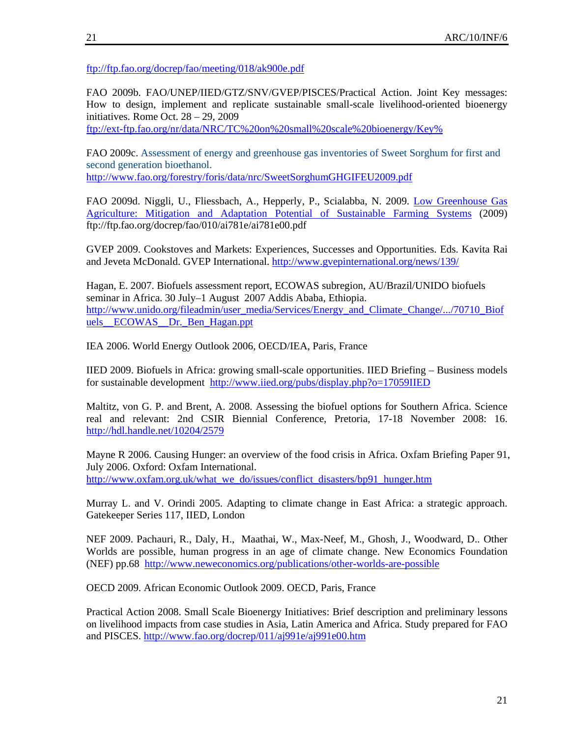ftp://ftp.fao.org/docrep/fao/meeting/018/ak900e.pdf

FAO 2009b. FAO/UNEP/IIED/GTZ/SNV/GVEP/PISCES/Practical Action. Joint Key messages: How to design, implement and replicate sustainable small-scale livelihood-oriented bioenergy initiatives. Rome Oct. 28 – 29, 2009
ftp://ext-ftp.fao.org/nr/data/NRC/TC%20on%20small%20scale%20bioenergy/Key%

FAO 2009c. Assessment of energy and greenhouse gas inventories of Sweet Sorghum for first and second generation bioethanol.
http://www.fao.org/forestry/foris/data/nrc/SweetSorghumGHGIFEU2009.pdf

FAO 2009d. Niggli, U., Fliessbach, A., Hepperly, P., Scialabba, N. 2009. Low Greenhouse Gas Agriculture: Mitigation and Adaptation Potential of Sustainable Farming Systems (2009) ftp://ftp.fao.org/docrep/fao/010/ai781e/ai781e00.pdf

GVEP 2009. Cookstoves and Markets: Experiences, Successes and Opportunities. Eds. Kavita Rai and Jeveta McDonald. GVEP International. http://www.gvepinternational.org/news/139/

Hagan, E. 2007. Biofuels assessment report, ECOWAS subregion, AU/Brazil/UNIDO biofuels seminar in Africa. 30 July–1 August 2007 Addis Ababa, Ethiopia.
http://www.unido.org/fileadmin/user_media/Services/Energy_and_Climate_Change/.../70710_Biofuels__ECOWAS__Dr._Ben_Hagan.ppt

IEA 2006. World Energy Outlook 2006, OECD/IEA, Paris, France

IIED 2009. Biofuels in Africa: growing small-scale opportunities. IIED Briefing – Business models for sustainable development http://www.iied.org/pubs/display.php?o=17059IIED

Maltitz, von G. P. and Brent, A. 2008. Assessing the biofuel options for Southern Africa. Science real and relevant: 2nd CSIR Biennial Conference, Pretoria, 17-18 November 2008: 16. http://hdl.handle.net/10204/2579

Mayne R 2006. Causing Hunger: an overview of the food crisis in Africa. Oxfam Briefing Paper 91, July 2006. Oxford: Oxfam International.
http://www.oxfam.org.uk/what_we_do/issues/conflict_disasters/bp91_hunger.htm

Murray L. and V. Orindi 2005. Adapting to climate change in East Africa: a strategic approach. Gatekeeper Series 117, IIED, London

NEF 2009. Pachauri, R., Daly, H., Maathai, W., Max-Neef, M., Ghosh, J., Woodward, D.. Other Worlds are possible, human progress in an age of climate change. New Economics Foundation (NEF) pp.68 http://www.neweconomics.org/publications/other-worlds-are-possible

OECD 2009. African Economic Outlook 2009. OECD, Paris, France

Practical Action 2008. Small Scale Bioenergy Initiatives: Brief description and preliminary lessons on livelihood impacts from case studies in Asia, Latin America and Africa. Study prepared for FAO and PISCES. http://www.fao.org/docrep/011/aj991e/aj991e00.htm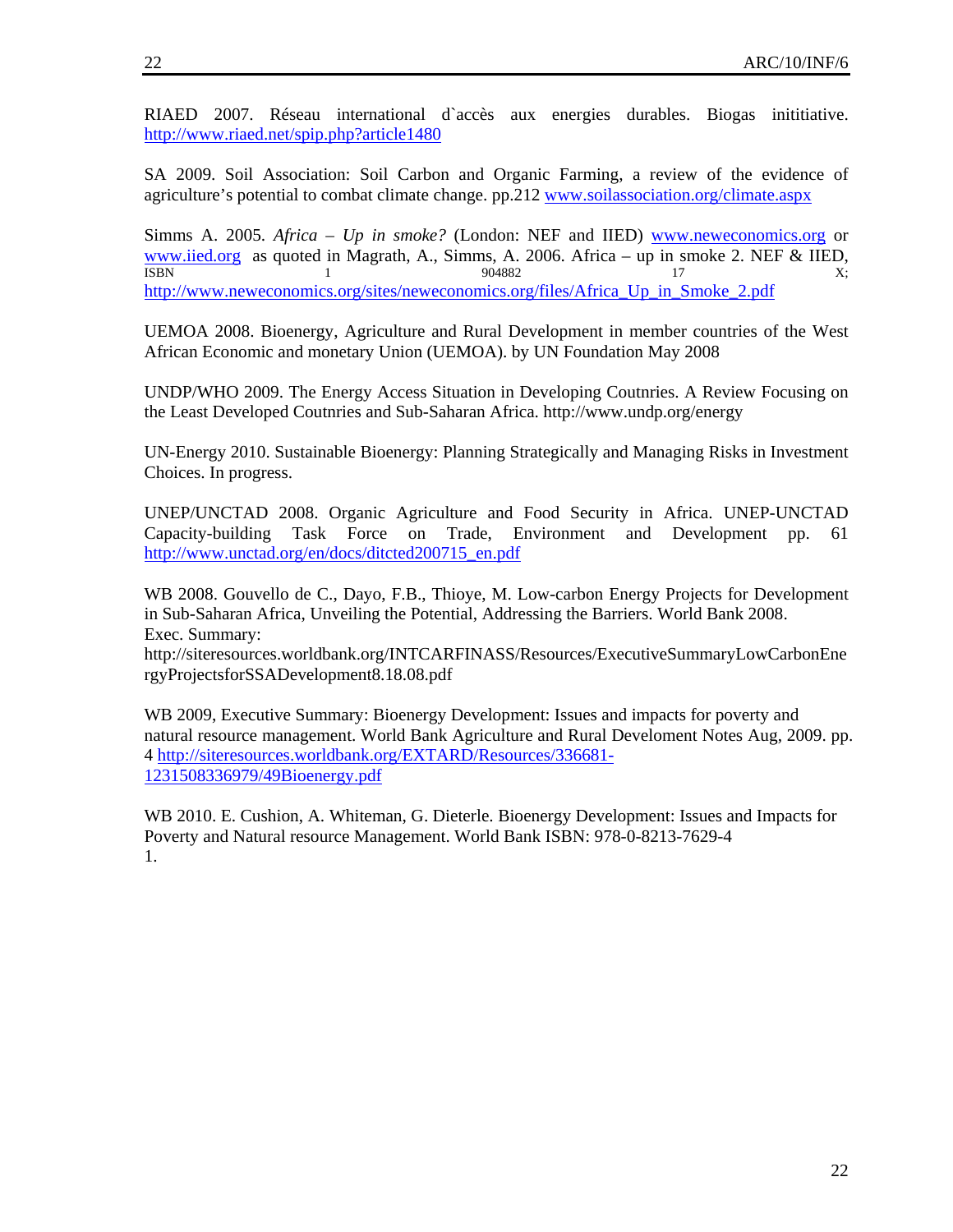RIAED 2007. Réseau international d`accès aux energies durables. Biogas inititiative. http://www.riaed.net/spip.php?article1480

SA 2009. Soil Association: Soil Carbon and Organic Farming, a review of the evidence of agriculture's potential to combat climate change. pp.212 www.soilassociation.org/climate.aspx

Simms A. 2005. *Africa – Up in smoke?* (London: NEF and IIED) www.neweconomics.org or www.iied.org as quoted in Magrath, A., Simms, A. 2006. Africa – up in smoke 2. NEF & IIED, ISBN 1 904882 17 X; http://www.neweconomics.org/sites/neweconomics.org/files/Africa_Up_in_Smoke_2.pdf

UEMOA 2008. Bioenergy, Agriculture and Rural Development in member countries of the West African Economic and monetary Union (UEMOA). by UN Foundation May 2008

UNDP/WHO 2009. The Energy Access Situation in Developing Coutnries. A Review Focusing on the Least Developed Coutnries and Sub-Saharan Africa. http://www.undp.org/energy

UN-Energy 2010. Sustainable Bioenergy: Planning Strategically and Managing Risks in Investment Choices. In progress.

UNEP/UNCTAD 2008. Organic Agriculture and Food Security in Africa. UNEP-UNCTAD Capacity-building Task Force on Trade, Environment and Development pp. 61 http://www.unctad.org/en/docs/ditcted200715_en.pdf

WB 2008. Gouvello de C., Dayo, F.B., Thioye, M. Low-carbon Energy Projects for Development in Sub-Saharan Africa, Unveiling the Potential, Addressing the Barriers. World Bank 2008.
Exec. Summary:
http://siteresources.worldbank.org/INTCARFINASS/Resources/ExecutiveSummaryLowCarbonEnergyProjectsforSSADevelopment8.18.08.pdf

WB 2009, Executive Summary: Bioenergy Development: Issues and impacts for poverty and natural resource management. World Bank Agriculture and Rural Develoment Notes Aug, 2009. pp. 4 http://siteresources.worldbank.org/EXTARD/Resources/336681-1231508336979/49Bioenergy.pdf

WB 2010. E. Cushion, A. Whiteman, G. Dieterle. Bioenergy Development: Issues and Impacts for Poverty and Natural resource Management. World Bank ISBN: 978-0-8213-7629-4
1.